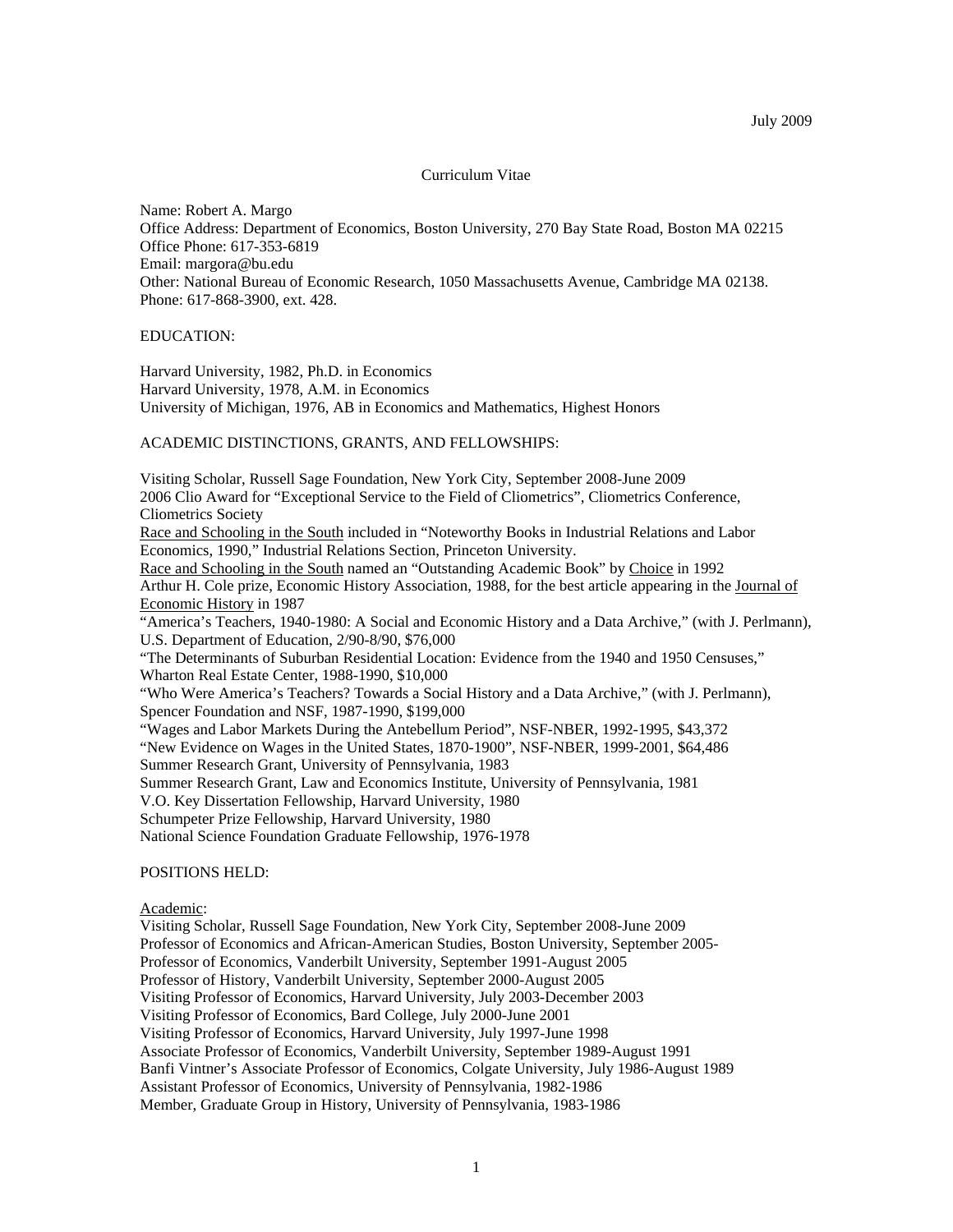July 2009

Curriculum Vitae

Name: Robert A. Margo
Office Address: Department of Economics, Boston University, 270 Bay State Road, Boston MA 02215
Office Phone: 617-353-6819
Email: margora@bu.edu
Other: National Bureau of Economic Research, 1050 Massachusetts Avenue, Cambridge MA 02138.
Phone: 617-868-3900, ext. 428.

## EDUCATION:

Harvard University, 1982, Ph.D. in Economics
Harvard University, 1978, A.M. in Economics
University of Michigan, 1976, AB in Economics and Mathematics, Highest Honors

## ACADEMIC DISTINCTIONS, GRANTS, AND FELLOWSHIPS:

Visiting Scholar, Russell Sage Foundation, New York City, September 2008-June 2009
2006 Clio Award for "Exceptional Service to the Field of Cliometrics", Cliometrics Conference, Cliometrics Society
Race and Schooling in the South included in "Noteworthy Books in Industrial Relations and Labor Economics, 1990," Industrial Relations Section, Princeton University.
Race and Schooling in the South named an "Outstanding Academic Book" by Choice in 1992
Arthur H. Cole prize, Economic History Association, 1988, for the best article appearing in the Journal of Economic History in 1987
"America's Teachers, 1940-1980: A Social and Economic History and a Data Archive," (with J. Perlmann), U.S. Department of Education, 2/90-8/90, $76,000
"The Determinants of Suburban Residential Location: Evidence from the 1940 and 1950 Censuses," Wharton Real Estate Center, 1988-1990, $10,000
"Who Were America's Teachers? Towards a Social History and a Data Archive," (with J. Perlmann), Spencer Foundation and NSF, 1987-1990, $199,000
"Wages and Labor Markets During the Antebellum Period", NSF-NBER, 1992-1995, $43,372
"New Evidence on Wages in the United States, 1870-1900", NSF-NBER, 1999-2001, $64,486
Summer Research Grant, University of Pennsylvania, 1983
Summer Research Grant, Law and Economics Institute, University of Pennsylvania, 1981
V.O. Key Dissertation Fellowship, Harvard University, 1980
Schumpeter Prize Fellowship, Harvard University, 1980
National Science Foundation Graduate Fellowship, 1976-1978

## POSITIONS HELD:

### Academic:

Visiting Scholar, Russell Sage Foundation, New York City, September 2008-June 2009
Professor of Economics and African-American Studies, Boston University, September 2005-
Professor of Economics, Vanderbilt University, September 1991-August 2005
Professor of History, Vanderbilt University, September 2000-August 2005
Visiting Professor of Economics, Harvard University, July 2003-December 2003
Visiting Professor of Economics, Bard College, July 2000-June 2001
Visiting Professor of Economics, Harvard University, July 1997-June 1998
Associate Professor of Economics, Vanderbilt University, September 1989-August 1991
Banfi Vintner's Associate Professor of Economics, Colgate University, July 1986-August 1989
Assistant Professor of Economics, University of Pennsylvania, 1982-1986
Member, Graduate Group in History, University of Pennsylvania, 1983-1986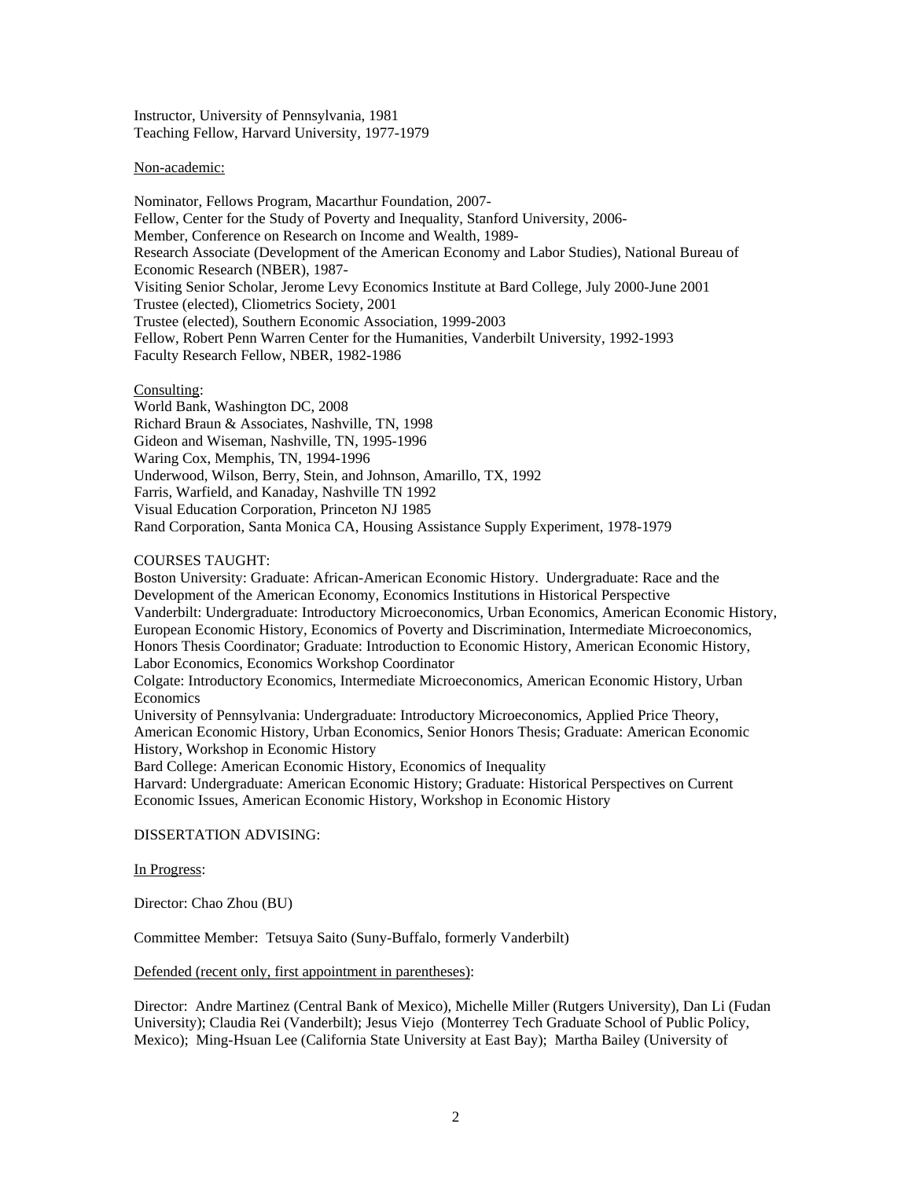Instructor, University of Pennsylvania, 1981
Teaching Fellow, Harvard University, 1977-1979

<u>Non-academic:</u>

Nominator, Fellows Program, Macarthur Foundation, 2007-
Fellow, Center for the Study of Poverty and Inequality, Stanford University, 2006-
Member, Conference on Research on Income and Wealth, 1989-
Research Associate (Development of the American Economy and Labor Studies), National Bureau of Economic Research (NBER), 1987-
Visiting Senior Scholar, Jerome Levy Economics Institute at Bard College, July 2000-June 2001
Trustee (elected), Cliometrics Society, 2001
Trustee (elected), Southern Economic Association, 1999-2003
Fellow, Robert Penn Warren Center for the Humanities, Vanderbilt University, 1992-1993
Faculty Research Fellow, NBER, 1982-1986

<u>Consulting</u>:
World Bank, Washington DC, 2008
Richard Braun & Associates, Nashville, TN, 1998
Gideon and Wiseman, Nashville, TN, 1995-1996
Waring Cox, Memphis, TN, 1994-1996
Underwood, Wilson, Berry, Stein, and Johnson, Amarillo, TX, 1992
Farris, Warfield, and Kanaday, Nashville TN 1992
Visual Education Corporation, Princeton NJ 1985
Rand Corporation, Santa Monica CA, Housing Assistance Supply Experiment, 1978-1979

COURSES TAUGHT:
Boston University: Graduate: African-American Economic History. Undergraduate: Race and the Development of the American Economy, Economics Institutions in Historical Perspective
Vanderbilt: Undergraduate: Introductory Microeconomics, Urban Economics, American Economic History, European Economic History, Economics of Poverty and Discrimination, Intermediate Microeconomics, Honors Thesis Coordinator; Graduate: Introduction to Economic History, American Economic History, Labor Economics, Economics Workshop Coordinator
Colgate: Introductory Economics, Intermediate Microeconomics, American Economic History, Urban Economics
University of Pennsylvania: Undergraduate: Introductory Microeconomics, Applied Price Theory, American Economic History, Urban Economics, Senior Honors Thesis; Graduate: American Economic History, Workshop in Economic History
Bard College: American Economic History, Economics of Inequality
Harvard: Undergraduate: American Economic History; Graduate: Historical Perspectives on Current Economic Issues, American Economic History, Workshop in Economic History

DISSERTATION ADVISING:

<u>In Progress</u>:

Director: Chao Zhou (BU)

Committee Member: Tetsuya Saito (Suny-Buffalo, formerly Vanderbilt)

<u>Defended (recent only, first appointment in parentheses)</u>:

Director: Andre Martinez (Central Bank of Mexico), Michelle Miller (Rutgers University), Dan Li (Fudan University); Claudia Rei (Vanderbilt); Jesus Viejo (Monterrey Tech Graduate School of Public Policy, Mexico); Ming-Hsuan Lee (California State University at East Bay); Martha Bailey (University of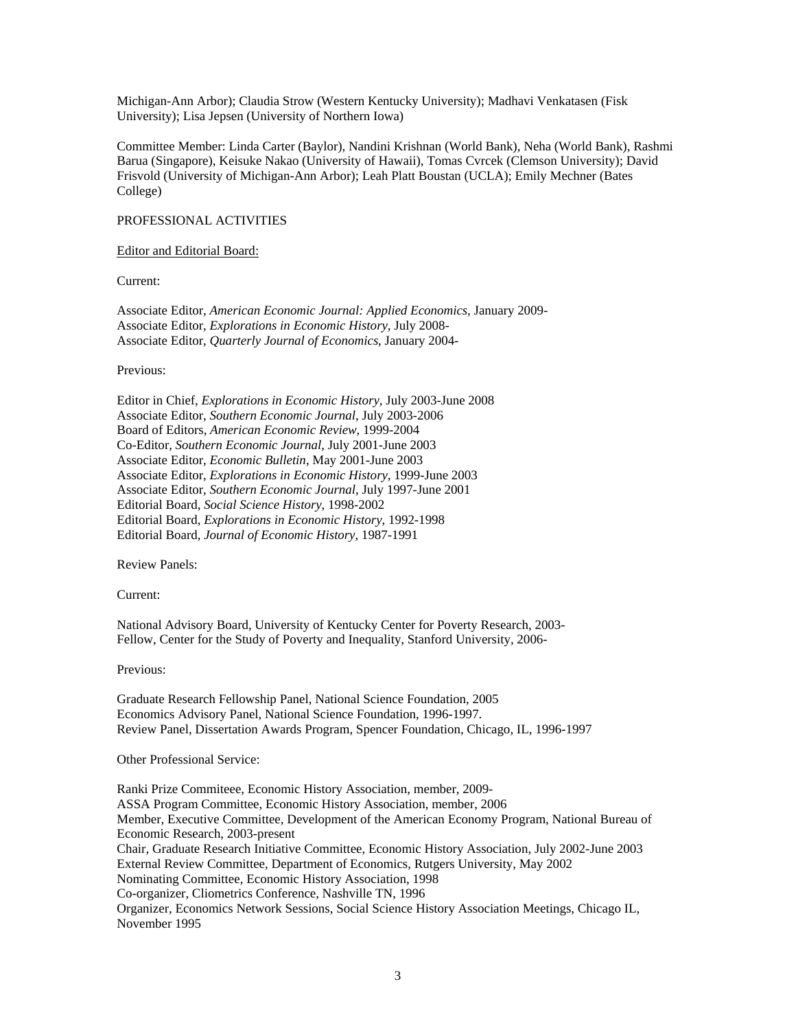Michigan-Ann Arbor); Claudia Strow (Western Kentucky University); Madhavi Venkatasen (Fisk University); Lisa Jepsen (University of Northern Iowa)

Committee Member: Linda Carter (Baylor), Nandini Krishnan (World Bank), Neha (World Bank), Rashmi Barua (Singapore), Keisuke Nakao (University of Hawaii), Tomas Cvrcek (Clemson University); David Frisvold (University of Michigan-Ann Arbor); Leah Platt Boustan (UCLA); Emily Mechner (Bates College)

## PROFESSIONAL ACTIVITIES

<u>Editor and Editorial Board:</u>

Current:

Associate Editor, *American Economic Journal: Applied Economics*, January 2009-
Associate Editor, *Explorations in Economic History*, July 2008-
Associate Editor, *Quarterly Journal of Economics*, January 2004-

Previous:

Editor in Chief, *Explorations in Economic History*, July 2003-June 2008
Associate Editor, *Southern Economic Journal*, July 2003-2006
Board of Editors, *American Economic Review*, 1999-2004
Co-Editor, *Southern Economic Journal*, July 2001-June 2003
Associate Editor, *Economic Bulletin*, May 2001-June 2003
Associate Editor, *Explorations in Economic History*, 1999-June 2003
Associate Editor, *Southern Economic Journal*, July 1997-June 2001
Editorial Board, *Social Science History*, 1998-2002
Editorial Board, *Explorations in Economic History*, 1992-1998
Editorial Board, *Journal of Economic History*, 1987-1991

Review Panels:

Current:

National Advisory Board, University of Kentucky Center for Poverty Research, 2003-
Fellow, Center for the Study of Poverty and Inequality, Stanford University, 2006-

Previous:

Graduate Research Fellowship Panel, National Science Foundation, 2005
Economics Advisory Panel, National Science Foundation, 1996-1997.
Review Panel, Dissertation Awards Program, Spencer Foundation, Chicago, IL, 1996-1997

Other Professional Service:

Ranki Prize Commiteee, Economic History Association, member, 2009-
ASSA Program Committee, Economic History Association, member, 2006
Member, Executive Committee, Development of the American Economy Program, National Bureau of Economic Research, 2003-present
Chair, Graduate Research Initiative Committee, Economic History Association, July 2002-June 2003
External Review Committee, Department of Economics, Rutgers University, May 2002
Nominating Committee, Economic History Association, 1998
Co-organizer, Cliometrics Conference, Nashville TN, 1996
Organizer, Economics Network Sessions, Social Science History Association Meetings, Chicago IL, November 1995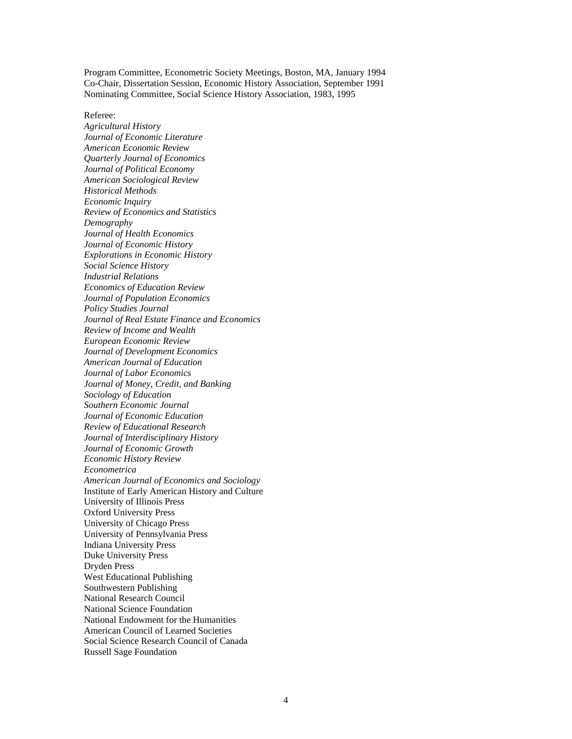Program Committee, Econometric Society Meetings, Boston, MA, January 1994
Co-Chair, Dissertation Session, Economic History Association, September 1991
Nominating Committee, Social Science History Association, 1983, 1995

Referee:
*Agricultural History*
*Journal of Economic Literature*
*American Economic Review*
*Quarterly Journal of Economics*
*Journal of Political Economy*
*American Sociological Review*
*Historical Methods*
*Economic Inquiry*
*Review of Economics and Statistics*
*Demography*
*Journal of Health Economics*
*Journal of Economic History*
*Explorations in Economic History*
*Social Science History*
*Industrial Relations*
*Economics of Education Review*
*Journal of Population Economics*
*Policy Studies Journal*
*Journal of Real Estate Finance and Economics*
*Review of Income and Wealth*
*European Economic Review*
*Journal of Development Economics*
*American Journal of Education*
*Journal of Labor Economics*
*Journal of Money, Credit, and Banking*
*Sociology of Education*
*Southern Economic Journal*
*Journal of Economic Education*
*Review of Educational Research*
*Journal of Interdisciplinary History*
*Journal of Economic Growth*
*Economic History Review*
*Econometrica*
*American Journal of Economics and Sociology*
Institute of Early American History and Culture
University of Illinois Press
Oxford University Press
University of Chicago Press
University of Pennsylvania Press
Indiana University Press
Duke University Press
Dryden Press
West Educational Publishing
Southwestern Publishing
National Research Council
National Science Foundation
National Endowment for the Humanities
American Council of Learned Societies
Social Science Research Council of Canada
Russell Sage Foundation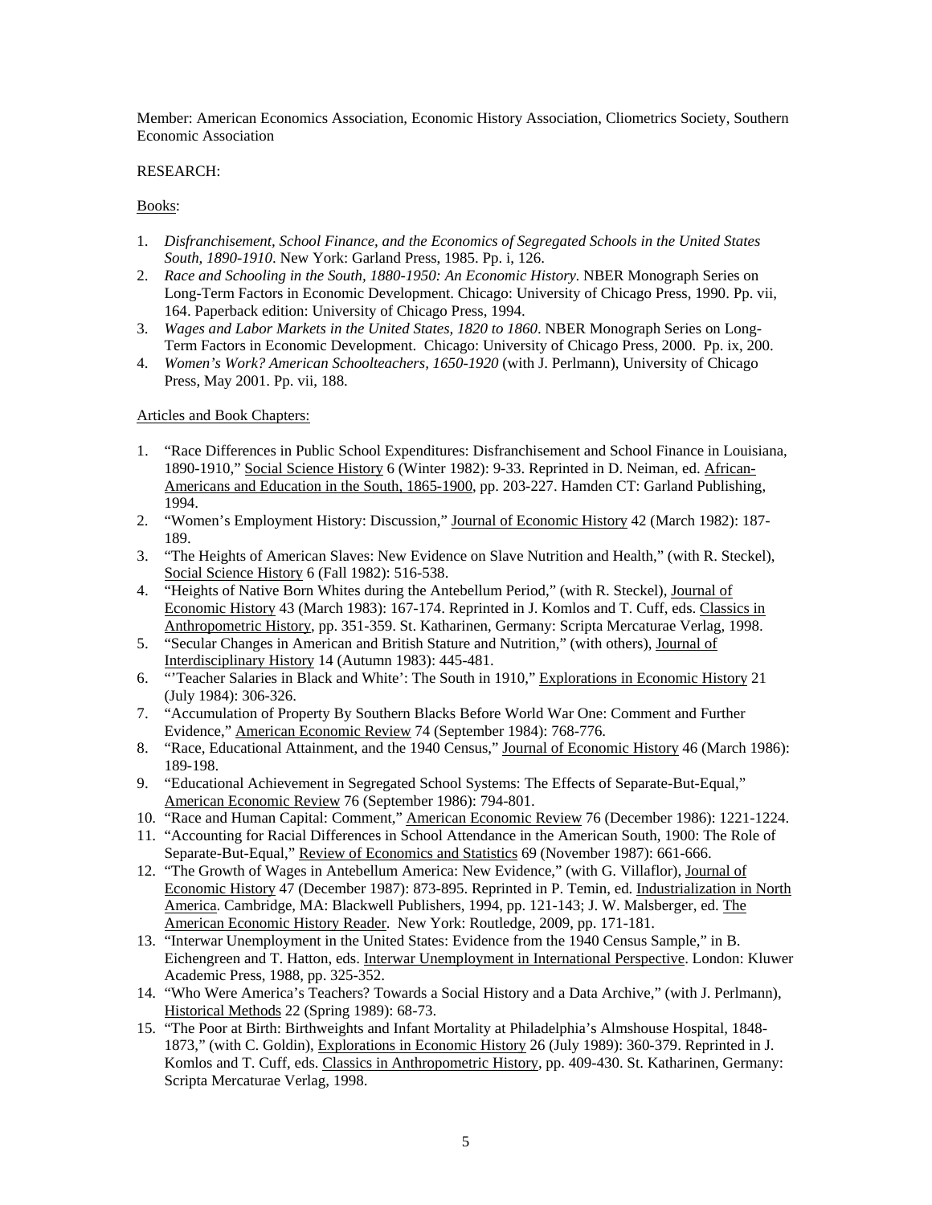Member: American Economics Association, Economic History Association, Cliometrics Society, Southern Economic Association

RESEARCH:

Books:

1. *Disfranchisement, School Finance, and the Economics of Segregated Schools in the United States South, 1890-1910*. New York: Garland Press, 1985. Pp. i, 126.
2. *Race and Schooling in the South, 1880-1950: An Economic History*. NBER Monograph Series on Long-Term Factors in Economic Development. Chicago: University of Chicago Press, 1990. Pp. vii, 164. Paperback edition: University of Chicago Press, 1994.
3. *Wages and Labor Markets in the United States, 1820 to 1860*. NBER Monograph Series on Long-Term Factors in Economic Development. Chicago: University of Chicago Press, 2000. Pp. ix, 200.
4. *Women's Work? American Schoolteachers, 1650-1920* (with J. Perlmann), University of Chicago Press, May 2001. Pp. vii, 188.

Articles and Book Chapters:

1. "Race Differences in Public School Expenditures: Disfranchisement and School Finance in Louisiana, 1890-1910," Social Science History 6 (Winter 1982): 9-33. Reprinted in D. Neiman, ed. African-Americans and Education in the South, 1865-1900, pp. 203-227. Hamden CT: Garland Publishing, 1994.
2. "Women's Employment History: Discussion," Journal of Economic History 42 (March 1982): 187-189.
3. "The Heights of American Slaves: New Evidence on Slave Nutrition and Health," (with R. Steckel), Social Science History 6 (Fall 1982): 516-538.
4. "Heights of Native Born Whites during the Antebellum Period," (with R. Steckel), Journal of Economic History 43 (March 1983): 167-174. Reprinted in J. Komlos and T. Cuff, eds. Classics in Anthropometric History, pp. 351-359. St. Katharinen, Germany: Scripta Mercaturae Verlag, 1998.
5. "Secular Changes in American and British Stature and Nutrition," (with others), Journal of Interdisciplinary History 14 (Autumn 1983): 445-481.
6. "'Teacher Salaries in Black and White': The South in 1910," Explorations in Economic History 21 (July 1984): 306-326.
7. "Accumulation of Property By Southern Blacks Before World War One: Comment and Further Evidence," American Economic Review 74 (September 1984): 768-776.
8. "Race, Educational Attainment, and the 1940 Census," Journal of Economic History 46 (March 1986): 189-198.
9. "Educational Achievement in Segregated School Systems: The Effects of Separate-But-Equal," American Economic Review 76 (September 1986): 794-801.
10. "Race and Human Capital: Comment," American Economic Review 76 (December 1986): 1221-1224.
11. "Accounting for Racial Differences in School Attendance in the American South, 1900: The Role of Separate-But-Equal," Review of Economics and Statistics 69 (November 1987): 661-666.
12. "The Growth of Wages in Antebellum America: New Evidence," (with G. Villaflor), Journal of Economic History 47 (December 1987): 873-895. Reprinted in P. Temin, ed. Industrialization in North America. Cambridge, MA: Blackwell Publishers, 1994, pp. 121-143; J. W. Malsberger, ed. The American Economic History Reader. New York: Routledge, 2009, pp. 171-181.
13. "Interwar Unemployment in the United States: Evidence from the 1940 Census Sample," in B. Eichengreen and T. Hatton, eds. Interwar Unemployment in International Perspective. London: Kluwer Academic Press, 1988, pp. 325-352.
14. "Who Were America's Teachers? Towards a Social History and a Data Archive," (with J. Perlmann), Historical Methods 22 (Spring 1989): 68-73.
15. "The Poor at Birth: Birthweights and Infant Mortality at Philadelphia's Almshouse Hospital, 1848-1873," (with C. Goldin), Explorations in Economic History 26 (July 1989): 360-379. Reprinted in J. Komlos and T. Cuff, eds. Classics in Anthropometric History, pp. 409-430. St. Katharinen, Germany: Scripta Mercaturae Verlag, 1998.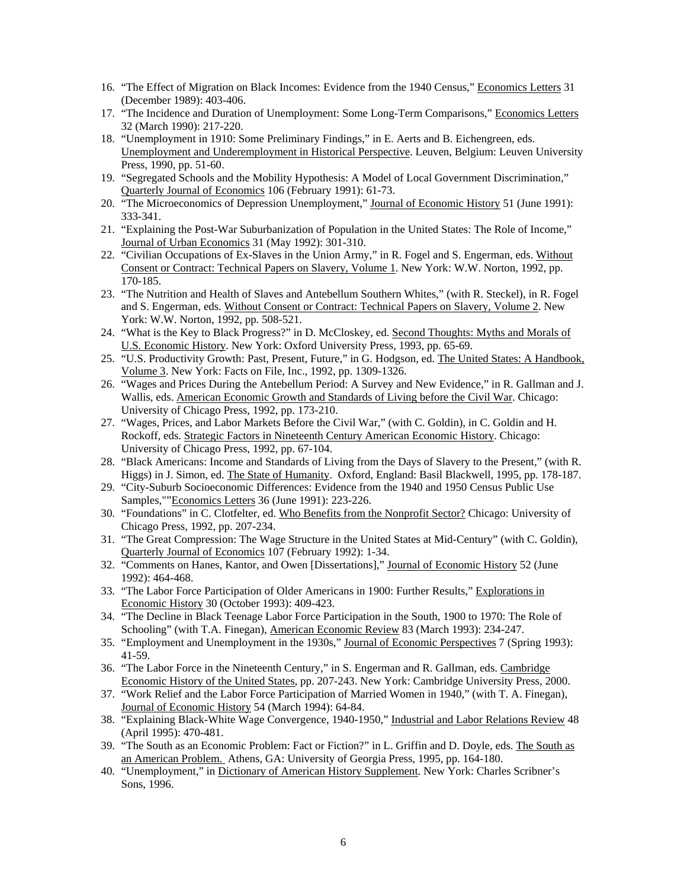16. "The Effect of Migration on Black Incomes: Evidence from the 1940 Census," Economics Letters 31 (December 1989): 403-406.
17. "The Incidence and Duration of Unemployment: Some Long-Term Comparisons," Economics Letters 32 (March 1990): 217-220.
18. "Unemployment in 1910: Some Preliminary Findings," in E. Aerts and B. Eichengreen, eds. Unemployment and Underemployment in Historical Perspective. Leuven, Belgium: Leuven University Press, 1990, pp. 51-60.
19. "Segregated Schools and the Mobility Hypothesis: A Model of Local Government Discrimination," Quarterly Journal of Economics 106 (February 1991): 61-73.
20. "The Microeconomics of Depression Unemployment," Journal of Economic History 51 (June 1991): 333-341.
21. "Explaining the Post-War Suburbanization of Population in the United States: The Role of Income," Journal of Urban Economics 31 (May 1992): 301-310.
22. "Civilian Occupations of Ex-Slaves in the Union Army," in R. Fogel and S. Engerman, eds. Without Consent or Contract: Technical Papers on Slavery, Volume 1. New York: W.W. Norton, 1992, pp. 170-185.
23. "The Nutrition and Health of Slaves and Antebellum Southern Whites," (with R. Steckel), in R. Fogel and S. Engerman, eds. Without Consent or Contract: Technical Papers on Slavery, Volume 2. New York: W.W. Norton, 1992, pp. 508-521.
24. "What is the Key to Black Progress?" in D. McCloskey, ed. Second Thoughts: Myths and Morals of U.S. Economic History. New York: Oxford University Press, 1993, pp. 65-69.
25. "U.S. Productivity Growth: Past, Present, Future," in G. Hodgson, ed. The United States: A Handbook, Volume 3. New York: Facts on File, Inc., 1992, pp. 1309-1326.
26. "Wages and Prices During the Antebellum Period: A Survey and New Evidence," in R. Gallman and J. Wallis, eds. American Economic Growth and Standards of Living before the Civil War. Chicago: University of Chicago Press, 1992, pp. 173-210.
27. "Wages, Prices, and Labor Markets Before the Civil War," (with C. Goldin), in C. Goldin and H. Rockoff, eds. Strategic Factors in Nineteenth Century American Economic History. Chicago: University of Chicago Press, 1992, pp. 67-104.
28. "Black Americans: Income and Standards of Living from the Days of Slavery to the Present," (with R. Higgs) in J. Simon, ed. The State of Humanity. Oxford, England: Basil Blackwell, 1995, pp. 178-187.
29. "City-Suburb Socioeconomic Differences: Evidence from the 1940 and 1950 Census Public Use Samples,""Economics Letters 36 (June 1991): 223-226.
30. "Foundations" in C. Clotfelter, ed. Who Benefits from the Nonprofit Sector? Chicago: University of Chicago Press, 1992, pp. 207-234.
31. "The Great Compression: The Wage Structure in the United States at Mid-Century" (with C. Goldin), Quarterly Journal of Economics 107 (February 1992): 1-34.
32. "Comments on Hanes, Kantor, and Owen [Dissertations]," Journal of Economic History 52 (June 1992): 464-468.
33. "The Labor Force Participation of Older Americans in 1900: Further Results," Explorations in Economic History 30 (October 1993): 409-423.
34. "The Decline in Black Teenage Labor Force Participation in the South, 1900 to 1970: The Role of Schooling" (with T.A. Finegan), American Economic Review 83 (March 1993): 234-247.
35. "Employment and Unemployment in the 1930s," Journal of Economic Perspectives 7 (Spring 1993): 41-59.
36. "The Labor Force in the Nineteenth Century," in S. Engerman and R. Gallman, eds. Cambridge Economic History of the United States, pp. 207-243. New York: Cambridge University Press, 2000.
37. "Work Relief and the Labor Force Participation of Married Women in 1940," (with T. A. Finegan), Journal of Economic History 54 (March 1994): 64-84.
38. "Explaining Black-White Wage Convergence, 1940-1950," Industrial and Labor Relations Review 48 (April 1995): 470-481.
39. "The South as an Economic Problem: Fact or Fiction?" in L. Griffin and D. Doyle, eds. The South as an American Problem. Athens, GA: University of Georgia Press, 1995, pp. 164-180.
40. "Unemployment," in Dictionary of American History Supplement. New York: Charles Scribner's Sons, 1996.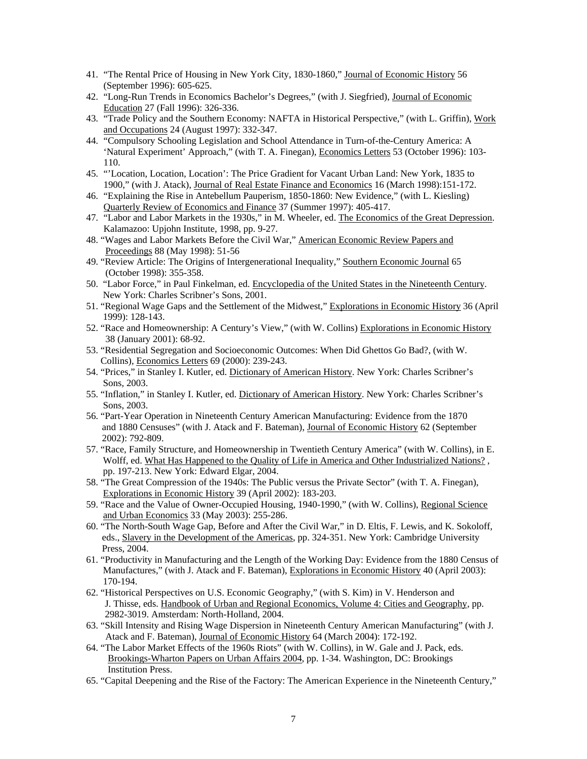41. "The Rental Price of Housing in New York City, 1830-1860," Journal of Economic History 56 (September 1996): 605-625.
42. "Long-Run Trends in Economics Bachelor's Degrees," (with J. Siegfried), Journal of Economic Education 27 (Fall 1996): 326-336.
43. "Trade Policy and the Southern Economy: NAFTA in Historical Perspective," (with L. Griffin), Work and Occupations 24 (August 1997): 332-347.
44. "Compulsory Schooling Legislation and School Attendance in Turn-of-the-Century America: A 'Natural Experiment' Approach," (with T. A. Finegan), Economics Letters 53 (October 1996): 103-110.
45. "'Location, Location, Location': The Price Gradient for Vacant Urban Land: New York, 1835 to 1900," (with J. Atack), Journal of Real Estate Finance and Economics 16 (March 1998):151-172.
46. "Explaining the Rise in Antebellum Pauperism, 1850-1860: New Evidence," (with L. Kiesling) Quarterly Review of Economics and Finance 37 (Summer 1997): 405-417.
47. "Labor and Labor Markets in the 1930s," in M. Wheeler, ed. The Economics of the Great Depression. Kalamazoo: Upjohn Institute, 1998, pp. 9-27.
48. "Wages and Labor Markets Before the Civil War," American Economic Review Papers and Proceedings 88 (May 1998): 51-56
49. "Review Article: The Origins of Intergenerational Inequality," Southern Economic Journal 65 (October 1998): 355-358.
50. "Labor Force," in Paul Finkelman, ed. Encyclopedia of the United States in the Nineteenth Century. New York: Charles Scribner's Sons, 2001.
51. "Regional Wage Gaps and the Settlement of the Midwest," Explorations in Economic History 36 (April 1999): 128-143.
52. "Race and Homeownership: A Century's View," (with W. Collins) Explorations in Economic History 38 (January 2001): 68-92.
53. "Residential Segregation and Socioeconomic Outcomes: When Did Ghettos Go Bad?, (with W. Collins), Economics Letters 69 (2000): 239-243.
54. "Prices," in Stanley I. Kutler, ed. Dictionary of American History. New York: Charles Scribner's Sons, 2003.
55. "Inflation," in Stanley I. Kutler, ed. Dictionary of American History. New York: Charles Scribner's Sons, 2003.
56. "Part-Year Operation in Nineteenth Century American Manufacturing: Evidence from the 1870 and 1880 Censuses" (with J. Atack and F. Bateman), Journal of Economic History 62 (September 2002): 792-809.
57. "Race, Family Structure, and Homeownership in Twentieth Century America" (with W. Collins), in E. Wolff, ed. What Has Happened to the Quality of Life in America and Other Industrialized Nations? , pp. 197-213. New York: Edward Elgar, 2004.
58. "The Great Compression of the 1940s: The Public versus the Private Sector" (with T. A. Finegan), Explorations in Economic History 39 (April 2002): 183-203.
59. "Race and the Value of Owner-Occupied Housing, 1940-1990," (with W. Collins), Regional Science and Urban Economics 33 (May 2003): 255-286.
60. "The North-South Wage Gap, Before and After the Civil War," in D. Eltis, F. Lewis, and K. Sokoloff, eds., Slavery in the Development of the Americas, pp. 324-351. New York: Cambridge University Press, 2004.
61. "Productivity in Manufacturing and the Length of the Working Day: Evidence from the 1880 Census of Manufactures," (with J. Atack and F. Bateman), Explorations in Economic History 40 (April 2003): 170-194.
62. "Historical Perspectives on U.S. Economic Geography," (with S. Kim) in V. Henderson and J. Thisse, eds. Handbook of Urban and Regional Economics, Volume 4: Cities and Geography, pp. 2982-3019. Amsterdam: North-Holland, 2004.
63. "Skill Intensity and Rising Wage Dispersion in Nineteenth Century American Manufacturing" (with J. Atack and F. Bateman), Journal of Economic History 64 (March 2004): 172-192.
64. "The Labor Market Effects of the 1960s Riots" (with W. Collins), in W. Gale and J. Pack, eds. Brookings-Wharton Papers on Urban Affairs 2004, pp. 1-34. Washington, DC: Brookings Institution Press.
65. "Capital Deepening and the Rise of the Factory: The American Experience in the Nineteenth Century,"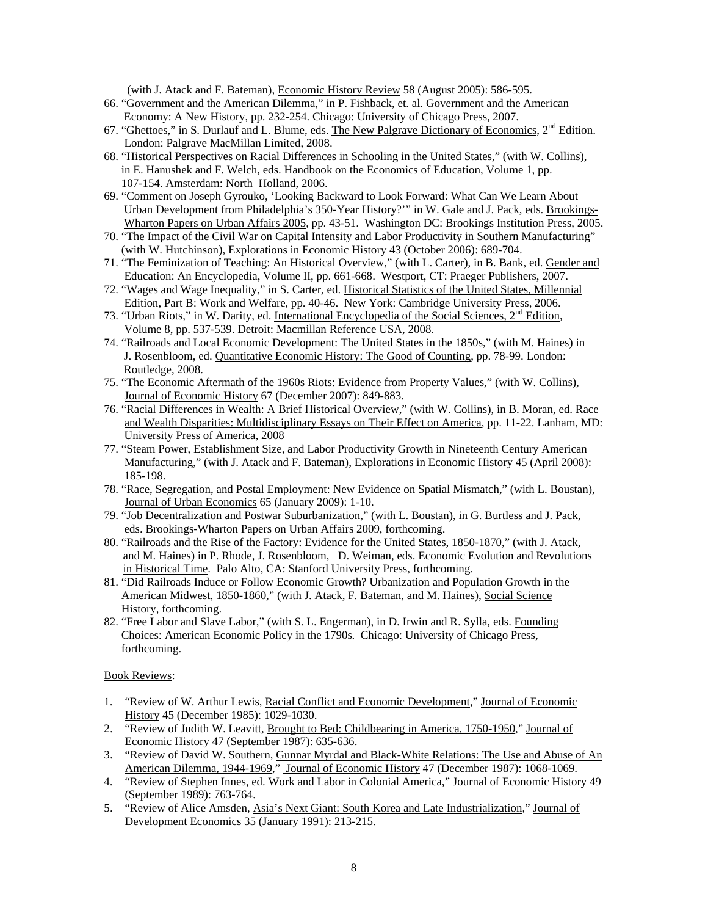(with J. Atack and F. Bateman), Economic History Review 58 (August 2005): 586-595.

66. "Government and the American Dilemma," in P. Fishback, et. al. Government and the American Economy: A New History, pp. 232-254. Chicago: University of Chicago Press, 2007.
67. "Ghettoes," in S. Durlauf and L. Blume, eds. The New Palgrave Dictionary of Economics, 2nd Edition. London: Palgrave MacMillan Limited, 2008.
68. "Historical Perspectives on Racial Differences in Schooling in the United States," (with W. Collins), in E. Hanushek and F. Welch, eds. Handbook on the Economics of Education, Volume 1, pp. 107-154. Amsterdam: North Holland, 2006.
69. "Comment on Joseph Gyrouko, 'Looking Backward to Look Forward: What Can We Learn About Urban Development from Philadelphia's 350-Year History?'" in W. Gale and J. Pack, eds. Brookings-Wharton Papers on Urban Affairs 2005, pp. 43-51. Washington DC: Brookings Institution Press, 2005.
70. "The Impact of the Civil War on Capital Intensity and Labor Productivity in Southern Manufacturing" (with W. Hutchinson), Explorations in Economic History 43 (October 2006): 689-704.
71. "The Feminization of Teaching: An Historical Overview," (with L. Carter), in B. Bank, ed. Gender and Education: An Encyclopedia, Volume II, pp. 661-668. Westport, CT: Praeger Publishers, 2007.
72. "Wages and Wage Inequality," in S. Carter, ed. Historical Statistics of the United States, Millennial Edition, Part B: Work and Welfare, pp. 40-46. New York: Cambridge University Press, 2006.
73. "Urban Riots," in W. Darity, ed. International Encyclopedia of the Social Sciences, 2nd Edition, Volume 8, pp. 537-539. Detroit: Macmillan Reference USA, 2008.
74. "Railroads and Local Economic Development: The United States in the 1850s," (with M. Haines) in J. Rosenbloom, ed. Quantitative Economic History: The Good of Counting, pp. 78-99. London: Routledge, 2008.
75. "The Economic Aftermath of the 1960s Riots: Evidence from Property Values," (with W. Collins), Journal of Economic History 67 (December 2007): 849-883.
76. "Racial Differences in Wealth: A Brief Historical Overview," (with W. Collins), in B. Moran, ed. Race and Wealth Disparities: Multidisciplinary Essays on Their Effect on America, pp. 11-22. Lanham, MD: University Press of America, 2008
77. "Steam Power, Establishment Size, and Labor Productivity Growth in Nineteenth Century American Manufacturing," (with J. Atack and F. Bateman), Explorations in Economic History 45 (April 2008): 185-198.
78. "Race, Segregation, and Postal Employment: New Evidence on Spatial Mismatch," (with L. Boustan), Journal of Urban Economics 65 (January 2009): 1-10.
79. "Job Decentralization and Postwar Suburbanization," (with L. Boustan), in G. Burtless and J. Pack, eds. Brookings-Wharton Papers on Urban Affairs 2009, forthcoming.
80. "Railroads and the Rise of the Factory: Evidence for the United States, 1850-1870," (with J. Atack, and M. Haines) in P. Rhode, J. Rosenbloom, D. Weiman, eds. Economic Evolution and Revolutions in Historical Time. Palo Alto, CA: Stanford University Press, forthcoming.
81. "Did Railroads Induce or Follow Economic Growth? Urbanization and Population Growth in the American Midwest, 1850-1860," (with J. Atack, F. Bateman, and M. Haines), Social Science History, forthcoming.
82. "Free Labor and Slave Labor," (with S. L. Engerman), in D. Irwin and R. Sylla, eds. Founding Choices: American Economic Policy in the 1790s. Chicago: University of Chicago Press, forthcoming.

Book Reviews:

1. "Review of W. Arthur Lewis, Racial Conflict and Economic Development," Journal of Economic History 45 (December 1985): 1029-1030.
2. "Review of Judith W. Leavitt, Brought to Bed: Childbearing in America, 1750-1950," Journal of Economic History 47 (September 1987): 635-636.
3. "Review of David W. Southern, Gunnar Myrdal and Black-White Relations: The Use and Abuse of An American Dilemma, 1944-1969," Journal of Economic History 47 (December 1987): 1068-1069.
4. "Review of Stephen Innes, ed. Work and Labor in Colonial America," Journal of Economic History 49 (September 1989): 763-764.
5. "Review of Alice Amsden, Asia's Next Giant: South Korea and Late Industrialization," Journal of Development Economics 35 (January 1991): 213-215.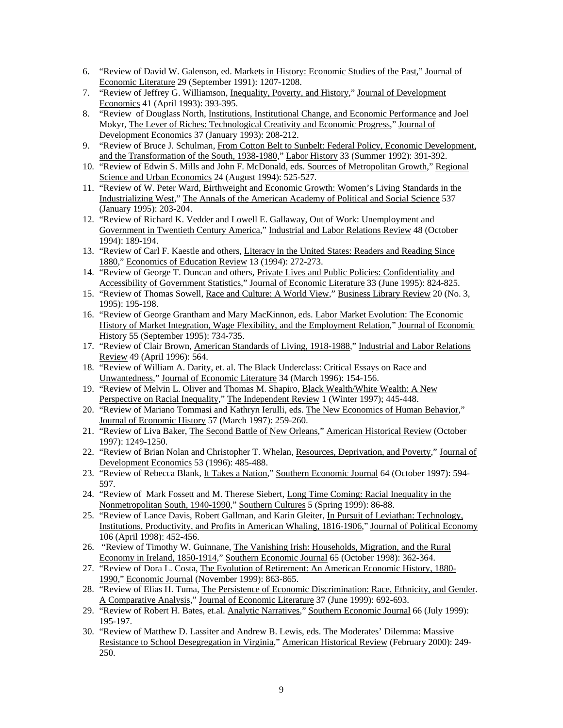6. "Review of David W. Galenson, ed. Markets in History: Economic Studies of the Past," Journal of Economic Literature 29 (September 1991): 1207-1208.
7. "Review of Jeffrey G. Williamson, Inequality, Poverty, and History," Journal of Development Economics 41 (April 1993): 393-395.
8. "Review of Douglass North, Institutions, Institutional Change, and Economic Performance and Joel Mokyr, The Lever of Riches: Technological Creativity and Economic Progress," Journal of Development Economics 37 (January 1993): 208-212.
9. "Review of Bruce J. Schulman, From Cotton Belt to Sunbelt: Federal Policy, Economic Development, and the Transformation of the South, 1938-1980," Labor History 33 (Summer 1992): 391-392.
10. "Review of Edwin S. Mills and John F. McDonald, eds. Sources of Metropolitan Growth," Regional Science and Urban Economics 24 (August 1994): 525-527.
11. "Review of W. Peter Ward, Birthweight and Economic Growth: Women's Living Standards in the Industrializing West," The Annals of the American Academy of Political and Social Science 537 (January 1995): 203-204.
12. "Review of Richard K. Vedder and Lowell E. Gallaway, Out of Work: Unemployment and Government in Twentieth Century America," Industrial and Labor Relations Review 48 (October 1994): 189-194.
13. "Review of Carl F. Kaestle and others, Literacy in the United States: Readers and Reading Since 1880," Economics of Education Review 13 (1994): 272-273.
14. "Review of George T. Duncan and others, Private Lives and Public Policies: Confidentiality and Accessibility of Government Statistics," Journal of Economic Literature 33 (June 1995): 824-825.
15. "Review of Thomas Sowell, Race and Culture: A World View," Business Library Review 20 (No. 3, 1995): 195-198.
16. "Review of George Grantham and Mary MacKinnon, eds. Labor Market Evolution: The Economic History of Market Integration, Wage Flexibility, and the Employment Relation," Journal of Economic History 55 (September 1995): 734-735.
17. "Review of Clair Brown, American Standards of Living, 1918-1988," Industrial and Labor Relations Review 49 (April 1996): 564.
18. "Review of William A. Darity, et. al. The Black Underclass: Critical Essays on Race and Unwantedness," Journal of Economic Literature 34 (March 1996): 154-156.
19. "Review of Melvin L. Oliver and Thomas M. Shapiro, Black Wealth/White Wealth: A New Perspective on Racial Inequality," The Independent Review 1 (Winter 1997); 445-448.
20. "Review of Mariano Tommasi and Kathryn Ierulli, eds. The New Economics of Human Behavior," Journal of Economic History 57 (March 1997): 259-260.
21. "Review of Liva Baker, The Second Battle of New Orleans," American Historical Review (October 1997): 1249-1250.
22. "Review of Brian Nolan and Christopher T. Whelan, Resources, Deprivation, and Poverty," Journal of Development Economics 53 (1996): 485-488.
23. "Review of Rebecca Blank, It Takes a Nation," Southern Economic Journal 64 (October 1997): 594-597.
24. "Review of Mark Fossett and M. Therese Siebert, Long Time Coming: Racial Inequality in the Nonmetropolitan South, 1940-1990," Southern Cultures 5 (Spring 1999): 86-88.
25. "Review of Lance Davis, Robert Gallman, and Karin Gleiter, In Pursuit of Leviathan: Technology, Institutions, Productivity, and Profits in American Whaling, 1816-1906," Journal of Political Economy 106 (April 1998): 452-456.
26. "Review of Timothy W. Guinnane, The Vanishing Irish: Households, Migration, and the Rural Economy in Ireland, 1850-1914," Southern Economic Journal 65 (October 1998): 362-364.
27. "Review of Dora L. Costa, The Evolution of Retirement: An American Economic History, 1880-1990," Economic Journal (November 1999): 863-865.
28. "Review of Elias H. Tuma, The Persistence of Economic Discrimination: Race, Ethnicity, and Gender. A Comparative Analysis," Journal of Economic Literature 37 (June 1999): 692-693.
29. "Review of Robert H. Bates, et.al. Analytic Narratives," Southern Economic Journal 66 (July 1999): 195-197.
30. "Review of Matthew D. Lassiter and Andrew B. Lewis, eds. The Moderates' Dilemma: Massive Resistance to School Desegregation in Virginia," American Historical Review (February 2000): 249-250.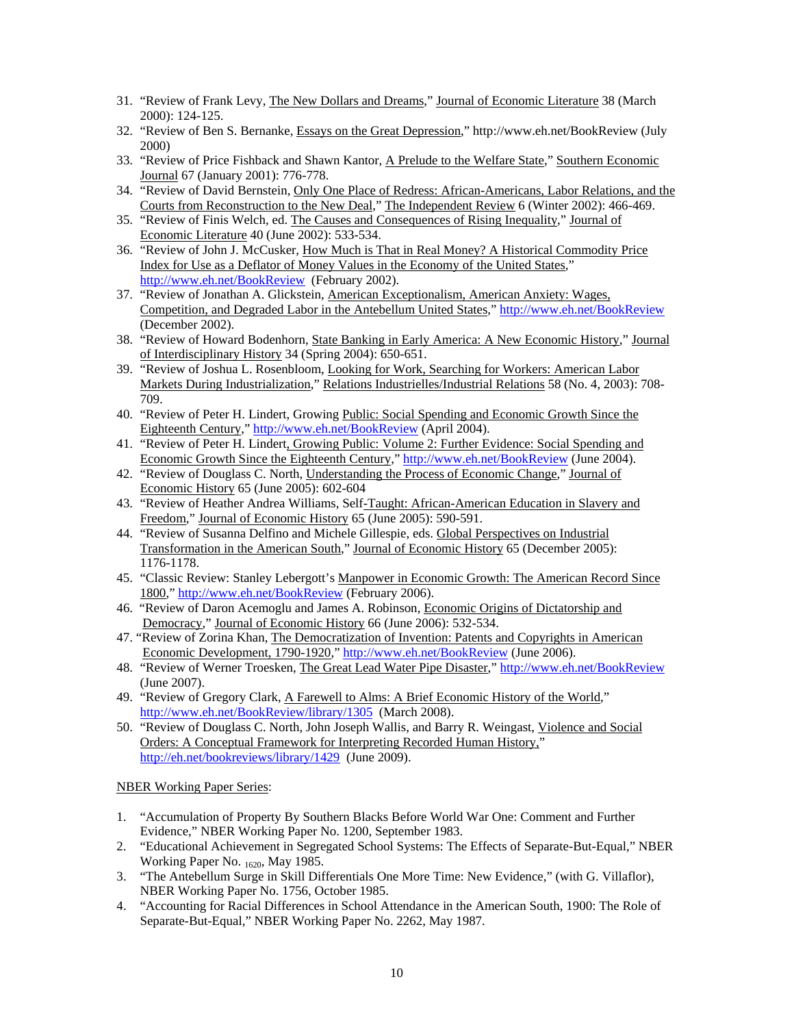31. "Review of Frank Levy, The New Dollars and Dreams," Journal of Economic Literature 38 (March 2000): 124-125.
32. "Review of Ben S. Bernanke, Essays on the Great Depression," http://www.eh.net/BookReview (July 2000)
33. "Review of Price Fishback and Shawn Kantor, A Prelude to the Welfare State," Southern Economic Journal 67 (January 2001): 776-778.
34. "Review of David Bernstein, Only One Place of Redress: African-Americans, Labor Relations, and the Courts from Reconstruction to the New Deal," The Independent Review 6 (Winter 2002): 466-469.
35. "Review of Finis Welch, ed. The Causes and Consequences of Rising Inequality," Journal of Economic Literature 40 (June 2002): 533-534.
36. "Review of John J. McCusker, How Much is That in Real Money? A Historical Commodity Price Index for Use as a Deflator of Money Values in the Economy of the United States," http://www.eh.net/BookReview (February 2002).
37. "Review of Jonathan A. Glickstein, American Exceptionalism, American Anxiety: Wages, Competition, and Degraded Labor in the Antebellum United States," http://www.eh.net/BookReview (December 2002).
38. "Review of Howard Bodenhorn, State Banking in Early America: A New Economic History," Journal of Interdisciplinary History 34 (Spring 2004): 650-651.
39. "Review of Joshua L. Rosenbloom, Looking for Work, Searching for Workers: American Labor Markets During Industrialization," Relations Industrielles/Industrial Relations 58 (No. 4, 2003): 708-709.
40. "Review of Peter H. Lindert, Growing Public: Social Spending and Economic Growth Since the Eighteenth Century," http://www.eh.net/BookReview (April 2004).
41. "Review of Peter H. Lindert, Growing Public: Volume 2: Further Evidence: Social Spending and Economic Growth Since the Eighteenth Century," http://www.eh.net/BookReview (June 2004).
42. "Review of Douglass C. North, Understanding the Process of Economic Change," Journal of Economic History 65 (June 2005): 602-604
43. "Review of Heather Andrea Williams, Self-Taught: African-American Education in Slavery and Freedom," Journal of Economic History 65 (June 2005): 590-591.
44. "Review of Susanna Delfino and Michele Gillespie, eds. Global Perspectives on Industrial Transformation in the American South," Journal of Economic History 65 (December 2005): 1176-1178.
45. "Classic Review: Stanley Lebergott's Manpower in Economic Growth: The American Record Since 1800," http://www.eh.net/BookReview (February 2006).
46. "Review of Daron Acemoglu and James A. Robinson, Economic Origins of Dictatorship and Democracy," Journal of Economic History 66 (June 2006): 532-534.
47. "Review of Zorina Khan, The Democratization of Invention: Patents and Copyrights in American Economic Development, 1790-1920," http://www.eh.net/BookReview (June 2006).
48. "Review of Werner Troesken, The Great Lead Water Pipe Disaster," http://www.eh.net/BookReview (June 2007).
49. "Review of Gregory Clark, A Farewell to Alms: A Brief Economic History of the World," http://www.eh.net/BookReview/library/1305 (March 2008).
50. "Review of Douglass C. North, John Joseph Wallis, and Barry R. Weingast, Violence and Social Orders: A Conceptual Framework for Interpreting Recorded Human History," http://eh.net/bookreviews/library/1429 (June 2009).

NBER Working Paper Series:

1. "Accumulation of Property By Southern Blacks Before World War One: Comment and Further Evidence," NBER Working Paper No. 1200, September 1983.
2. "Educational Achievement in Segregated School Systems: The Effects of Separate-But-Equal," NBER Working Paper No. 1620, May 1985.
3. "The Antebellum Surge in Skill Differentials One More Time: New Evidence," (with G. Villaflor), NBER Working Paper No. 1756, October 1985.
4. "Accounting for Racial Differences in School Attendance in the American South, 1900: The Role of Separate-But-Equal," NBER Working Paper No. 2262, May 1987.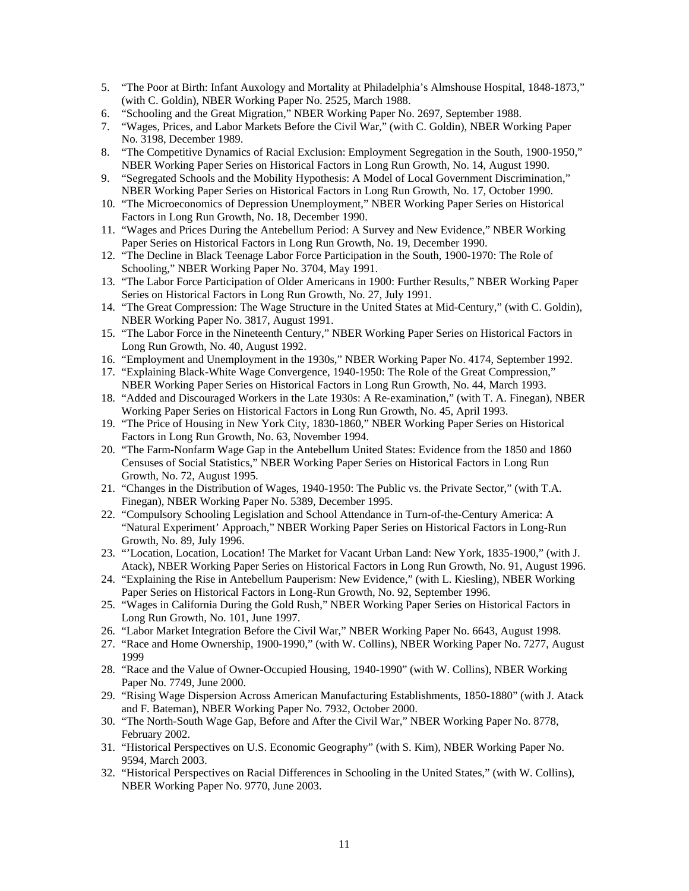5. "The Poor at Birth: Infant Auxology and Mortality at Philadelphia's Almshouse Hospital, 1848-1873," (with C. Goldin), NBER Working Paper No. 2525, March 1988.
6. "Schooling and the Great Migration," NBER Working Paper No. 2697, September 1988.
7. "Wages, Prices, and Labor Markets Before the Civil War," (with C. Goldin), NBER Working Paper No. 3198, December 1989.
8. "The Competitive Dynamics of Racial Exclusion: Employment Segregation in the South, 1900-1950," NBER Working Paper Series on Historical Factors in Long Run Growth, No. 14, August 1990.
9. "Segregated Schools and the Mobility Hypothesis: A Model of Local Government Discrimination," NBER Working Paper Series on Historical Factors in Long Run Growth, No. 17, October 1990.
10. "The Microeconomics of Depression Unemployment," NBER Working Paper Series on Historical Factors in Long Run Growth, No. 18, December 1990.
11. "Wages and Prices During the Antebellum Period: A Survey and New Evidence," NBER Working Paper Series on Historical Factors in Long Run Growth, No. 19, December 1990.
12. "The Decline in Black Teenage Labor Force Participation in the South, 1900-1970: The Role of Schooling," NBER Working Paper No. 3704, May 1991.
13. "The Labor Force Participation of Older Americans in 1900: Further Results," NBER Working Paper Series on Historical Factors in Long Run Growth, No. 27, July 1991.
14. "The Great Compression: The Wage Structure in the United States at Mid-Century," (with C. Goldin), NBER Working Paper No. 3817, August 1991.
15. "The Labor Force in the Nineteenth Century," NBER Working Paper Series on Historical Factors in Long Run Growth, No. 40, August 1992.
16. "Employment and Unemployment in the 1930s," NBER Working Paper No. 4174, September 1992.
17. "Explaining Black-White Wage Convergence, 1940-1950: The Role of the Great Compression," NBER Working Paper Series on Historical Factors in Long Run Growth, No. 44, March 1993.
18. "Added and Discouraged Workers in the Late 1930s: A Re-examination," (with T. A. Finegan), NBER Working Paper Series on Historical Factors in Long Run Growth, No. 45, April 1993.
19. "The Price of Housing in New York City, 1830-1860," NBER Working Paper Series on Historical Factors in Long Run Growth, No. 63, November 1994.
20. "The Farm-Nonfarm Wage Gap in the Antebellum United States: Evidence from the 1850 and 1860 Censuses of Social Statistics," NBER Working Paper Series on Historical Factors in Long Run Growth, No. 72, August 1995.
21. "Changes in the Distribution of Wages, 1940-1950: The Public vs. the Private Sector," (with T.A. Finegan), NBER Working Paper No. 5389, December 1995.
22. "Compulsory Schooling Legislation and School Attendance in Turn-of-the-Century America: A "Natural Experiment' Approach," NBER Working Paper Series on Historical Factors in Long-Run Growth, No. 89, July 1996.
23. "'Location, Location, Location! The Market for Vacant Urban Land: New York, 1835-1900," (with J. Atack), NBER Working Paper Series on Historical Factors in Long Run Growth, No. 91, August 1996.
24. "Explaining the Rise in Antebellum Pauperism: New Evidence," (with L. Kiesling), NBER Working Paper Series on Historical Factors in Long-Run Growth, No. 92, September 1996.
25. "Wages in California During the Gold Rush," NBER Working Paper Series on Historical Factors in Long Run Growth, No. 101, June 1997.
26. "Labor Market Integration Before the Civil War," NBER Working Paper No. 6643, August 1998.
27. "Race and Home Ownership, 1900-1990," (with W. Collins), NBER Working Paper No. 7277, August 1999
28. "Race and the Value of Owner-Occupied Housing, 1940-1990" (with W. Collins), NBER Working Paper No. 7749, June 2000.
29. "Rising Wage Dispersion Across American Manufacturing Establishments, 1850-1880" (with J. Atack and F. Bateman), NBER Working Paper No. 7932, October 2000.
30. "The North-South Wage Gap, Before and After the Civil War," NBER Working Paper No. 8778, February 2002.
31. "Historical Perspectives on U.S. Economic Geography" (with S. Kim), NBER Working Paper No. 9594, March 2003.
32. "Historical Perspectives on Racial Differences in Schooling in the United States," (with W. Collins), NBER Working Paper No. 9770, June 2003.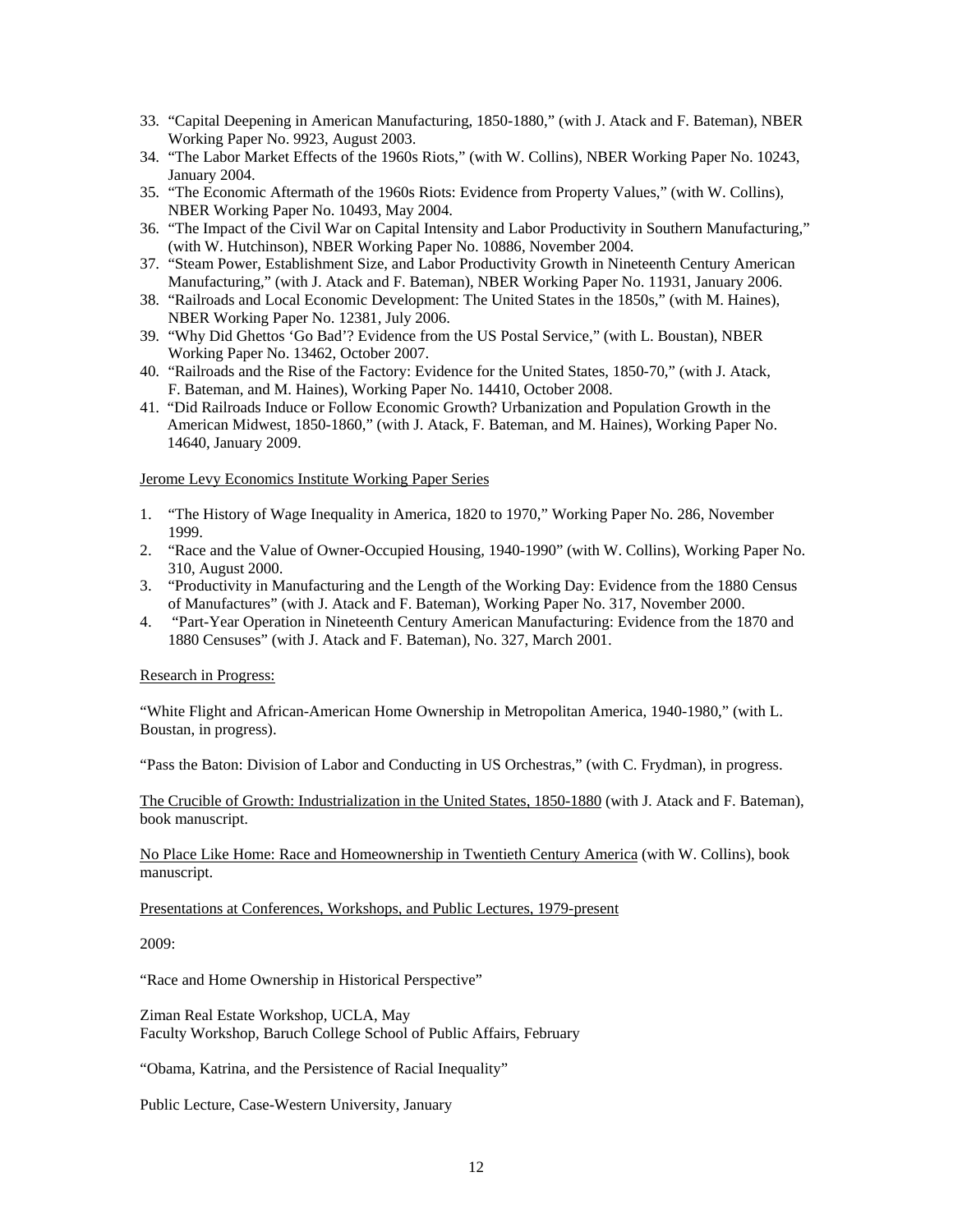33. "Capital Deepening in American Manufacturing, 1850-1880," (with J. Atack and F. Bateman), NBER Working Paper No. 9923, August 2003.
34. "The Labor Market Effects of the 1960s Riots," (with W. Collins), NBER Working Paper No. 10243, January 2004.
35. "The Economic Aftermath of the 1960s Riots: Evidence from Property Values," (with W. Collins), NBER Working Paper No. 10493, May 2004.
36. "The Impact of the Civil War on Capital Intensity and Labor Productivity in Southern Manufacturing," (with W. Hutchinson), NBER Working Paper No. 10886, November 2004.
37. "Steam Power, Establishment Size, and Labor Productivity Growth in Nineteenth Century American Manufacturing," (with J. Atack and F. Bateman), NBER Working Paper No. 11931, January 2006.
38. "Railroads and Local Economic Development: The United States in the 1850s," (with M. Haines), NBER Working Paper No. 12381, July 2006.
39. "Why Did Ghettos 'Go Bad'? Evidence from the US Postal Service," (with L. Boustan), NBER Working Paper No. 13462, October 2007.
40. "Railroads and the Rise of the Factory: Evidence for the United States, 1850-70," (with J. Atack, F. Bateman, and M. Haines), Working Paper No. 14410, October 2008.
41. "Did Railroads Induce or Follow Economic Growth? Urbanization and Population Growth in the American Midwest, 1850-1860," (with J. Atack, F. Bateman, and M. Haines), Working Paper No. 14640, January 2009.

Jerome Levy Economics Institute Working Paper Series

1. "The History of Wage Inequality in America, 1820 to 1970," Working Paper No. 286, November 1999.
2. "Race and the Value of Owner-Occupied Housing, 1940-1990" (with W. Collins), Working Paper No. 310, August 2000.
3. "Productivity in Manufacturing and the Length of the Working Day: Evidence from the 1880 Census of Manufactures" (with J. Atack and F. Bateman), Working Paper No. 317, November 2000.
4. "Part-Year Operation in Nineteenth Century American Manufacturing: Evidence from the 1870 and 1880 Censuses" (with J. Atack and F. Bateman), No. 327, March 2001.

Research in Progress:

"White Flight and African-American Home Ownership in Metropolitan America, 1940-1980," (with L. Boustan, in progress).

"Pass the Baton: Division of Labor and Conducting in US Orchestras," (with C. Frydman), in progress.

The Crucible of Growth: Industrialization in the United States, 1850-1880 (with J. Atack and F. Bateman), book manuscript.

No Place Like Home: Race and Homeownership in Twentieth Century America (with W. Collins), book manuscript.

Presentations at Conferences, Workshops, and Public Lectures, 1979-present

2009:

"Race and Home Ownership in Historical Perspective"

Ziman Real Estate Workshop, UCLA, May
Faculty Workshop, Baruch College School of Public Affairs, February

"Obama, Katrina, and the Persistence of Racial Inequality"

Public Lecture, Case-Western University, January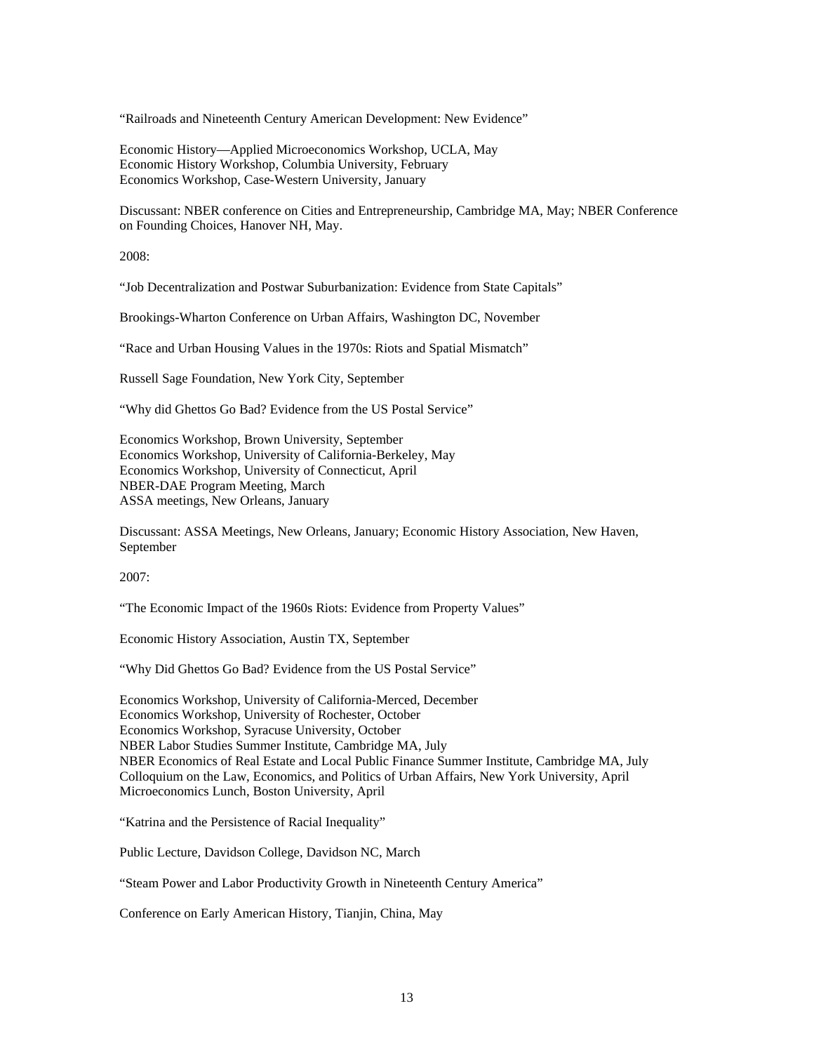"Railroads and Nineteenth Century American Development: New Evidence"

Economic History—Applied Microeconomics Workshop, UCLA, May
Economic History Workshop, Columbia University, February
Economics Workshop, Case-Western University, January

Discussant: NBER conference on Cities and Entrepreneurship, Cambridge MA, May; NBER Conference on Founding Choices, Hanover NH, May.

2008:

"Job Decentralization and Postwar Suburbanization: Evidence from State Capitals"

Brookings-Wharton Conference on Urban Affairs, Washington DC, November

"Race and Urban Housing Values in the 1970s: Riots and Spatial Mismatch"

Russell Sage Foundation, New York City, September

"Why did Ghettos Go Bad? Evidence from the US Postal Service"

Economics Workshop, Brown University, September
Economics Workshop, University of California-Berkeley, May
Economics Workshop, University of Connecticut, April
NBER-DAE Program Meeting, March
ASSA meetings, New Orleans, January

Discussant: ASSA Meetings, New Orleans, January; Economic History Association, New Haven, September

2007:

"The Economic Impact of the 1960s Riots: Evidence from Property Values"

Economic History Association, Austin TX, September

"Why Did Ghettos Go Bad? Evidence from the US Postal Service"

Economics Workshop, University of California-Merced, December
Economics Workshop, University of Rochester, October
Economics Workshop, Syracuse University, October
NBER Labor Studies Summer Institute, Cambridge MA, July
NBER Economics of Real Estate and Local Public Finance Summer Institute, Cambridge MA, July
Colloquium on the Law, Economics, and Politics of Urban Affairs, New York University, April
Microeconomics Lunch, Boston University, April

"Katrina and the Persistence of Racial Inequality"

Public Lecture, Davidson College, Davidson NC, March

"Steam Power and Labor Productivity Growth in Nineteenth Century America"

Conference on Early American History, Tianjin, China, May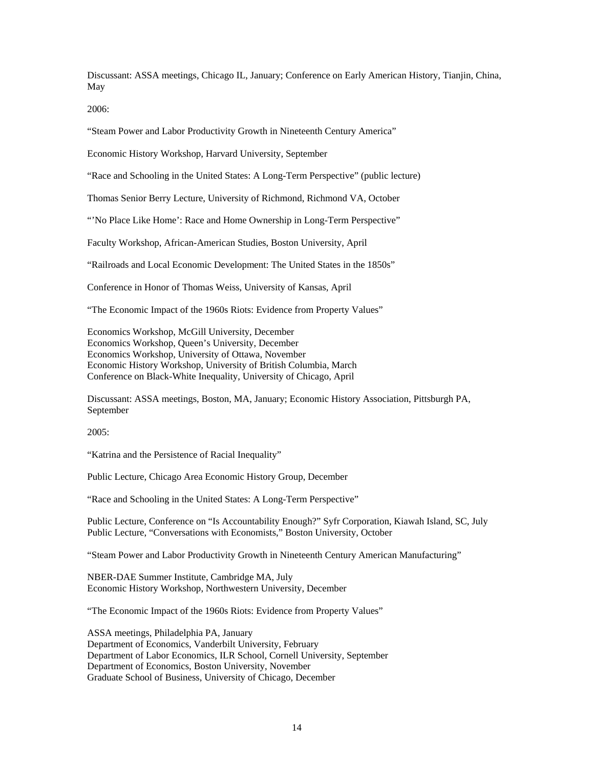Discussant: ASSA meetings, Chicago IL, January; Conference on Early American History, Tianjin, China, May

2006:

"Steam Power and Labor Productivity Growth in Nineteenth Century America"

Economic History Workshop, Harvard University, September

"Race and Schooling in the United States: A Long-Term Perspective" (public lecture)

Thomas Senior Berry Lecture, University of Richmond, Richmond VA, October

"'No Place Like Home': Race and Home Ownership in Long-Term Perspective"

Faculty Workshop, African-American Studies, Boston University, April

"Railroads and Local Economic Development: The United States in the 1850s"

Conference in Honor of Thomas Weiss, University of Kansas, April

"The Economic Impact of the 1960s Riots: Evidence from Property Values"

Economics Workshop, McGill University, December
Economics Workshop, Queen's University, December
Economics Workshop, University of Ottawa, November
Economic History Workshop, University of British Columbia, March
Conference on Black-White Inequality, University of Chicago, April

Discussant: ASSA meetings, Boston, MA, January; Economic History Association, Pittsburgh PA, September

2005:

"Katrina and the Persistence of Racial Inequality"

Public Lecture, Chicago Area Economic History Group, December

"Race and Schooling in the United States: A Long-Term Perspective"

Public Lecture, Conference on "Is Accountability Enough?" Syfr Corporation, Kiawah Island, SC, July
Public Lecture, "Conversations with Economists," Boston University, October

"Steam Power and Labor Productivity Growth in Nineteenth Century American Manufacturing"

NBER-DAE Summer Institute, Cambridge MA, July
Economic History Workshop, Northwestern University, December

"The Economic Impact of the 1960s Riots: Evidence from Property Values"

ASSA meetings, Philadelphia PA, January
Department of Economics, Vanderbilt University, February
Department of Labor Economics, ILR School, Cornell University, September
Department of Economics, Boston University, November
Graduate School of Business, University of Chicago, December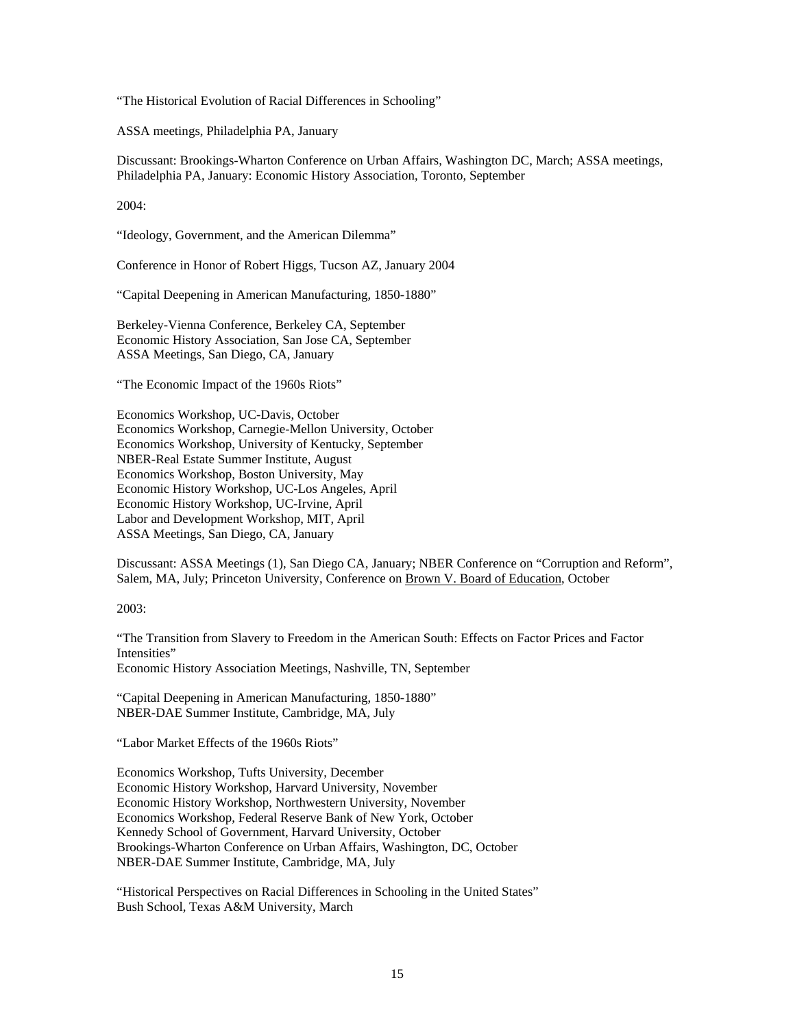"The Historical Evolution of Racial Differences in Schooling"

ASSA meetings, Philadelphia PA, January

Discussant: Brookings-Wharton Conference on Urban Affairs, Washington DC, March; ASSA meetings, Philadelphia PA, January: Economic History Association, Toronto, September

2004:

"Ideology, Government, and the American Dilemma"

Conference in Honor of Robert Higgs, Tucson AZ, January 2004

"Capital Deepening in American Manufacturing, 1850-1880"

Berkeley-Vienna Conference, Berkeley CA, September
Economic History Association, San Jose CA, September
ASSA Meetings, San Diego, CA, January

"The Economic Impact of the 1960s Riots"

Economics Workshop, UC-Davis, October
Economics Workshop, Carnegie-Mellon University, October
Economics Workshop, University of Kentucky, September
NBER-Real Estate Summer Institute, August
Economics Workshop, Boston University, May
Economic History Workshop, UC-Los Angeles, April
Economic History Workshop, UC-Irvine, April
Labor and Development Workshop, MIT, April
ASSA Meetings, San Diego, CA, January

Discussant: ASSA Meetings (1), San Diego CA, January; NBER Conference on "Corruption and Reform", Salem, MA, July; Princeton University, Conference on Brown V. Board of Education, October

2003:

"The Transition from Slavery to Freedom in the American South: Effects on Factor Prices and Factor Intensities"
Economic History Association Meetings, Nashville, TN, September

"Capital Deepening in American Manufacturing, 1850-1880"
NBER-DAE Summer Institute, Cambridge, MA, July

"Labor Market Effects of the 1960s Riots"

Economics Workshop, Tufts University, December
Economic History Workshop, Harvard University, November
Economic History Workshop, Northwestern University, November
Economics Workshop, Federal Reserve Bank of New York, October
Kennedy School of Government, Harvard University, October
Brookings-Wharton Conference on Urban Affairs, Washington, DC, October
NBER-DAE Summer Institute, Cambridge, MA, July

"Historical Perspectives on Racial Differences in Schooling in the United States"
Bush School, Texas A&M University, March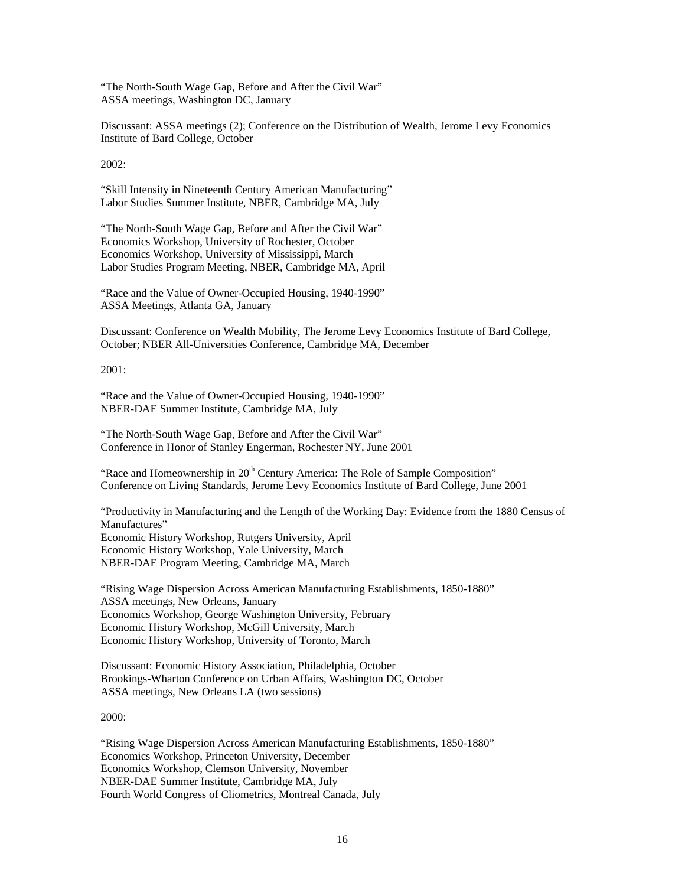"The North-South Wage Gap, Before and After the Civil War"
ASSA meetings, Washington DC, January

Discussant: ASSA meetings (2); Conference on the Distribution of Wealth, Jerome Levy Economics Institute of Bard College, October

2002:

"Skill Intensity in Nineteenth Century American Manufacturing"
Labor Studies Summer Institute, NBER, Cambridge MA, July

"The North-South Wage Gap, Before and After the Civil War"
Economics Workshop, University of Rochester, October
Economics Workshop, University of Mississippi, March
Labor Studies Program Meeting, NBER, Cambridge MA, April

"Race and the Value of Owner-Occupied Housing, 1940-1990"
ASSA Meetings, Atlanta GA, January

Discussant: Conference on Wealth Mobility, The Jerome Levy Economics Institute of Bard College, October; NBER All-Universities Conference, Cambridge MA, December

2001:

"Race and the Value of Owner-Occupied Housing, 1940-1990"
NBER-DAE Summer Institute, Cambridge MA, July

"The North-South Wage Gap, Before and After the Civil War"
Conference in Honor of Stanley Engerman, Rochester NY, June 2001

"Race and Homeownership in 20th Century America: The Role of Sample Composition"
Conference on Living Standards, Jerome Levy Economics Institute of Bard College, June 2001

"Productivity in Manufacturing and the Length of the Working Day: Evidence from the 1880 Census of Manufactures"
Economic History Workshop, Rutgers University, April
Economic History Workshop, Yale University, March
NBER-DAE Program Meeting, Cambridge MA, March

"Rising Wage Dispersion Across American Manufacturing Establishments, 1850-1880"
ASSA meetings, New Orleans, January
Economics Workshop, George Washington University, February
Economic History Workshop, McGill University, March
Economic History Workshop, University of Toronto, March

Discussant: Economic History Association, Philadelphia, October
Brookings-Wharton Conference on Urban Affairs, Washington DC, October
ASSA meetings, New Orleans LA (two sessions)

2000:

"Rising Wage Dispersion Across American Manufacturing Establishments, 1850-1880"
Economics Workshop, Princeton University, December
Economics Workshop, Clemson University, November
NBER-DAE Summer Institute, Cambridge MA, July
Fourth World Congress of Cliometrics, Montreal Canada, July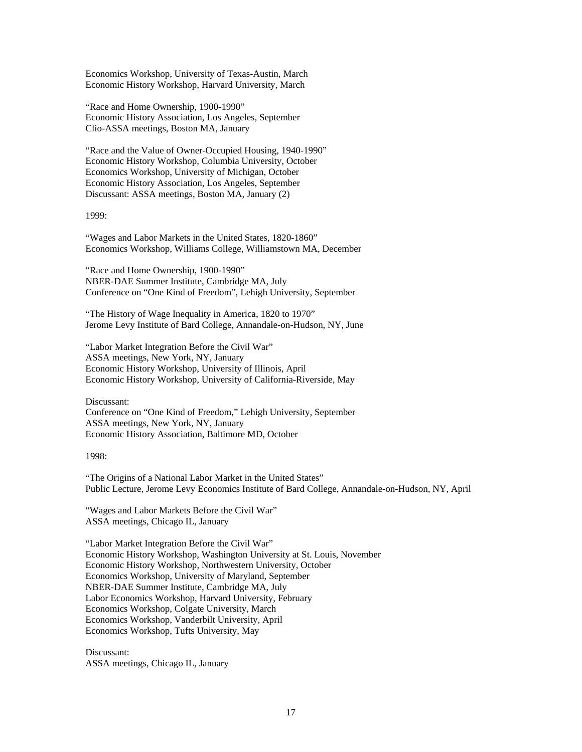Economics Workshop, University of Texas-Austin, March
Economic History Workshop, Harvard University, March

"Race and Home Ownership, 1900-1990"
Economic History Association, Los Angeles, September
Clio-ASSA meetings, Boston MA, January

"Race and the Value of Owner-Occupied Housing, 1940-1990"
Economic History Workshop, Columbia University, October
Economics Workshop, University of Michigan, October
Economic History Association, Los Angeles, September
Discussant: ASSA meetings, Boston MA, January (2)

1999:

"Wages and Labor Markets in the United States, 1820-1860"
Economics Workshop, Williams College, Williamstown MA, December

"Race and Home Ownership, 1900-1990"
NBER-DAE Summer Institute, Cambridge MA, July
Conference on "One Kind of Freedom", Lehigh University, September

"The History of Wage Inequality in America, 1820 to 1970"
Jerome Levy Institute of Bard College, Annandale-on-Hudson, NY, June

"Labor Market Integration Before the Civil War"
ASSA meetings, New York, NY, January
Economic History Workshop, University of Illinois, April
Economic History Workshop, University of California-Riverside, May

Discussant:
Conference on "One Kind of Freedom," Lehigh University, September
ASSA meetings, New York, NY, January
Economic History Association, Baltimore MD, October

1998:

"The Origins of a National Labor Market in the United States"
Public Lecture, Jerome Levy Economics Institute of Bard College, Annandale-on-Hudson, NY, April

"Wages and Labor Markets Before the Civil War"
ASSA meetings, Chicago IL, January

"Labor Market Integration Before the Civil War"
Economic History Workshop, Washington University at St. Louis, November
Economic History Workshop, Northwestern University, October
Economics Workshop, University of Maryland, September
NBER-DAE Summer Institute, Cambridge MA, July
Labor Economics Workshop, Harvard University, February
Economics Workshop, Colgate University, March
Economics Workshop, Vanderbilt University, April
Economics Workshop, Tufts University, May

Discussant:
ASSA meetings, Chicago IL, January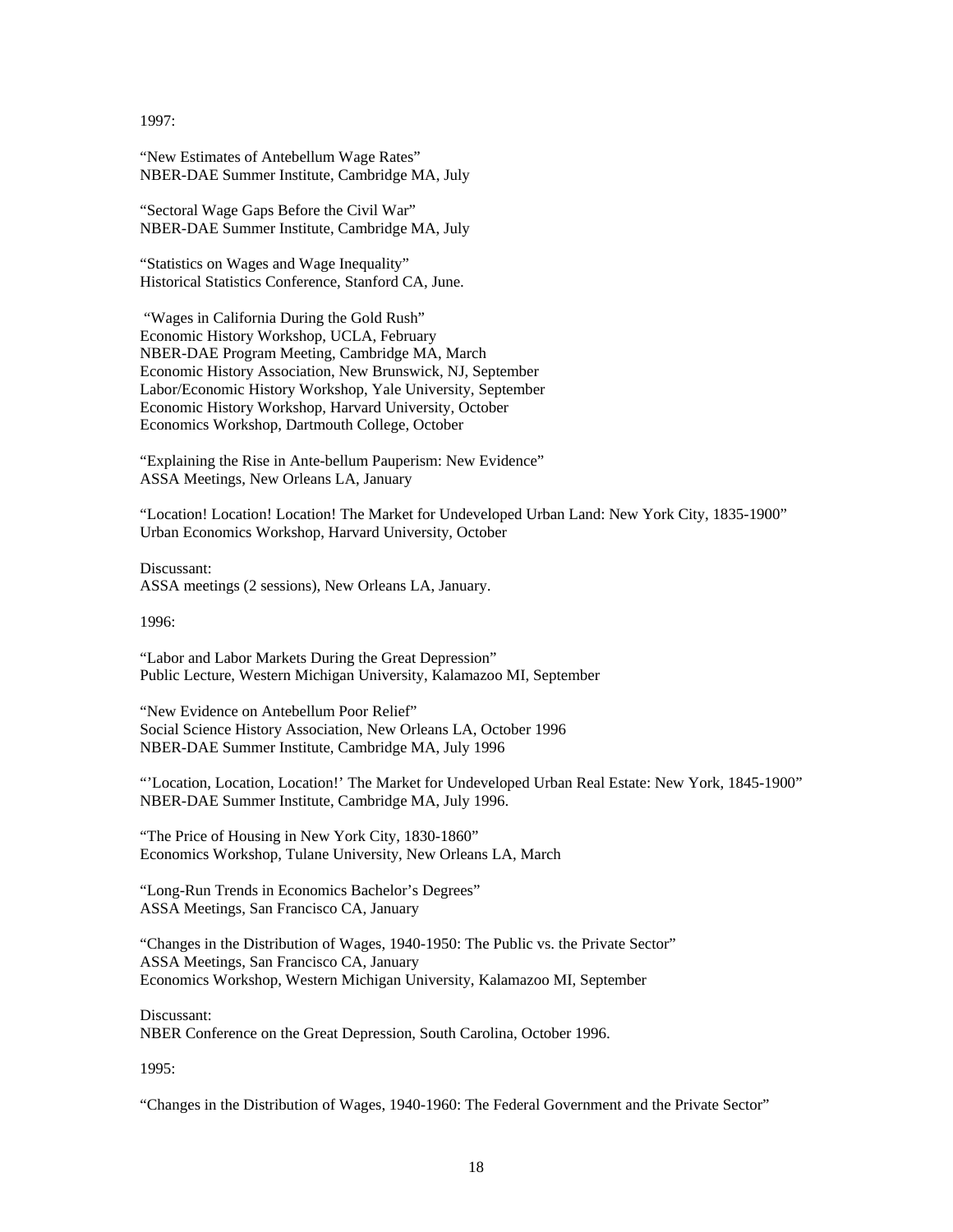1997:

"New Estimates of Antebellum Wage Rates"
NBER-DAE Summer Institute, Cambridge MA, July

"Sectoral Wage Gaps Before the Civil War"
NBER-DAE Summer Institute, Cambridge MA, July

"Statistics on Wages and Wage Inequality"
Historical Statistics Conference, Stanford CA, June.

"Wages in California During the Gold Rush"
Economic History Workshop, UCLA, February
NBER-DAE Program Meeting, Cambridge MA, March
Economic History Association, New Brunswick, NJ, September
Labor/Economic History Workshop, Yale University, September
Economic History Workshop, Harvard University, October
Economics Workshop, Dartmouth College, October

"Explaining the Rise in Ante-bellum Pauperism: New Evidence"
ASSA Meetings, New Orleans LA, January

"Location! Location! Location! The Market for Undeveloped Urban Land: New York City, 1835-1900"
Urban Economics Workshop, Harvard University, October

Discussant:
ASSA meetings (2 sessions), New Orleans LA, January.

1996:

"Labor and Labor Markets During the Great Depression"
Public Lecture, Western Michigan University, Kalamazoo MI, September

"New Evidence on Antebellum Poor Relief"
Social Science History Association, New Orleans LA, October 1996
NBER-DAE Summer Institute, Cambridge MA, July 1996

"'Location, Location, Location!' The Market for Undeveloped Urban Real Estate: New York, 1845-1900"
NBER-DAE Summer Institute, Cambridge MA, July 1996.

"The Price of Housing in New York City, 1830-1860"
Economics Workshop, Tulane University, New Orleans LA, March

"Long-Run Trends in Economics Bachelor's Degrees"
ASSA Meetings, San Francisco CA, January

"Changes in the Distribution of Wages, 1940-1950: The Public vs. the Private Sector"
ASSA Meetings, San Francisco CA, January
Economics Workshop, Western Michigan University, Kalamazoo MI, September

Discussant:
NBER Conference on the Great Depression, South Carolina, October 1996.

1995:

"Changes in the Distribution of Wages, 1940-1960: The Federal Government and the Private Sector"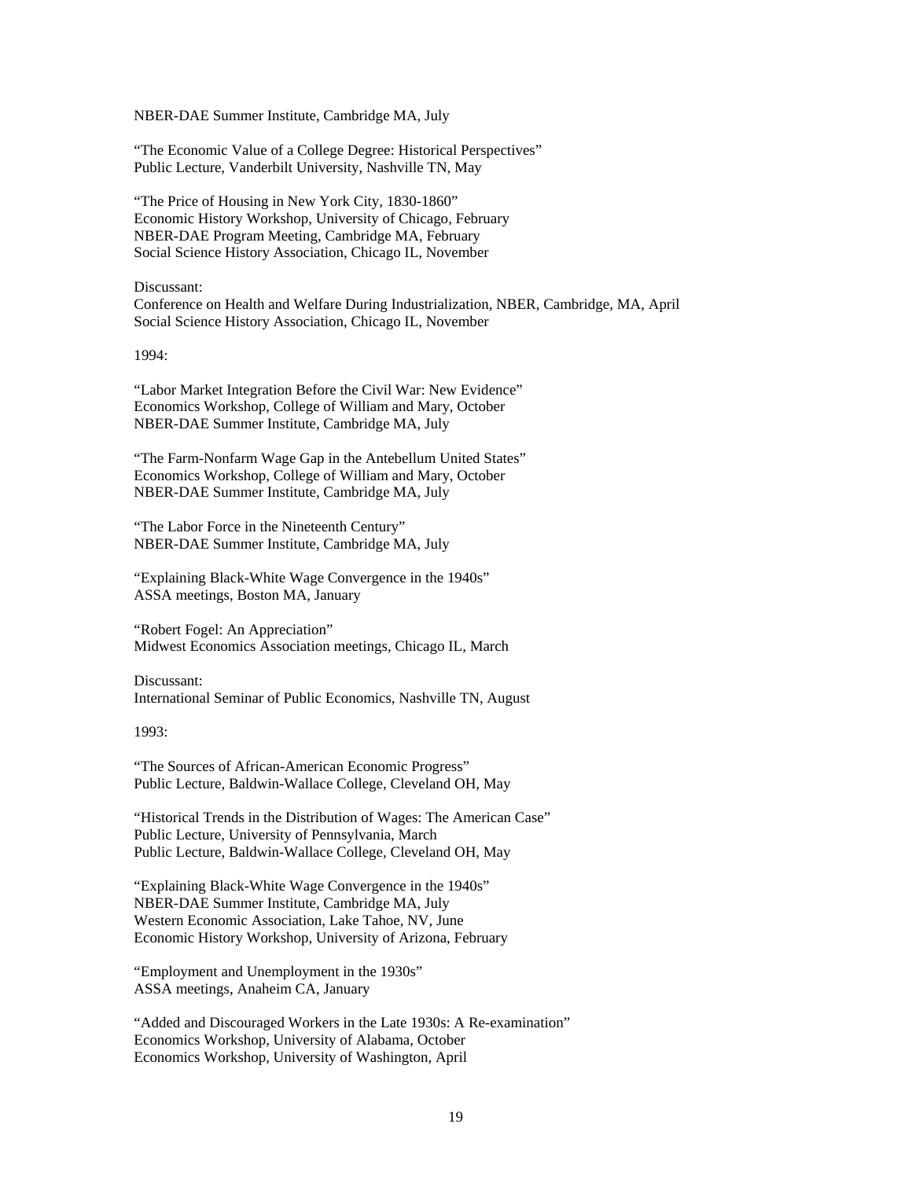NBER-DAE Summer Institute, Cambridge MA, July

"The Economic Value of a College Degree: Historical Perspectives"
Public Lecture, Vanderbilt University, Nashville TN, May

"The Price of Housing in New York City, 1830-1860"
Economic History Workshop, University of Chicago, February
NBER-DAE Program Meeting, Cambridge MA, February
Social Science History Association, Chicago IL, November

Discussant:
Conference on Health and Welfare During Industrialization, NBER, Cambridge, MA, April
Social Science History Association, Chicago IL, November

1994:

"Labor Market Integration Before the Civil War: New Evidence"
Economics Workshop, College of William and Mary, October
NBER-DAE Summer Institute, Cambridge MA, July

"The Farm-Nonfarm Wage Gap in the Antebellum United States"
Economics Workshop, College of William and Mary, October
NBER-DAE Summer Institute, Cambridge MA, July

"The Labor Force in the Nineteenth Century"
NBER-DAE Summer Institute, Cambridge MA, July

"Explaining Black-White Wage Convergence in the 1940s"
ASSA meetings, Boston MA, January

"Robert Fogel: An Appreciation"
Midwest Economics Association meetings, Chicago IL, March

Discussant:
International Seminar of Public Economics, Nashville TN, August

1993:

"The Sources of African-American Economic Progress"
Public Lecture, Baldwin-Wallace College, Cleveland OH, May

"Historical Trends in the Distribution of Wages: The American Case"
Public Lecture, University of Pennsylvania, March
Public Lecture, Baldwin-Wallace College, Cleveland OH, May

"Explaining Black-White Wage Convergence in the 1940s"
NBER-DAE Summer Institute, Cambridge MA, July
Western Economic Association, Lake Tahoe, NV, June
Economic History Workshop, University of Arizona, February

"Employment and Unemployment in the 1930s"
ASSA meetings, Anaheim CA, January

"Added and Discouraged Workers in the Late 1930s: A Re-examination"
Economics Workshop, University of Alabama, October
Economics Workshop, University of Washington, April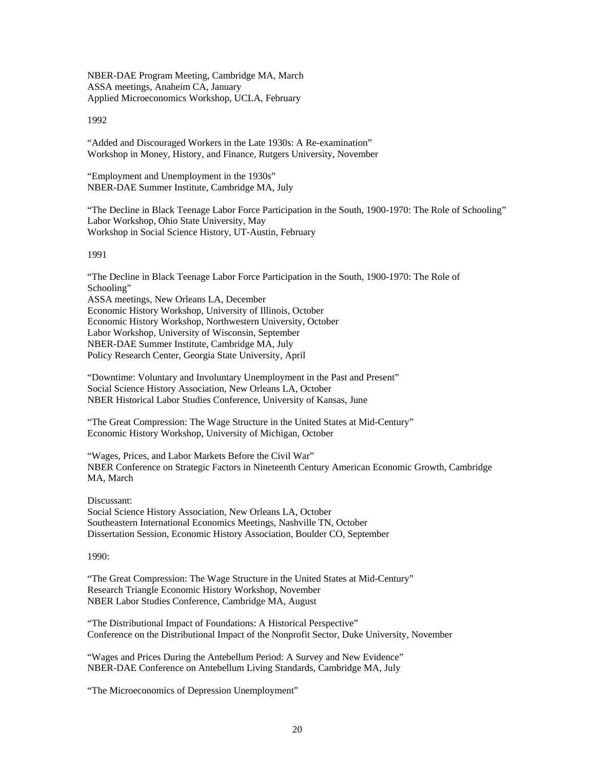NBER-DAE Program Meeting, Cambridge MA, March
ASSA meetings, Anaheim CA, January
Applied Microeconomics Workshop, UCLA, February

1992

"Added and Discouraged Workers in the Late 1930s: A Re-examination"
Workshop in Money, History, and Finance, Rutgers University, November

"Employment and Unemployment in the 1930s"
NBER-DAE Summer Institute, Cambridge MA, July

"The Decline in Black Teenage Labor Force Participation in the South, 1900-1970: The Role of Schooling"
Labor Workshop, Ohio State University, May
Workshop in Social Science History, UT-Austin, February

1991

"The Decline in Black Teenage Labor Force Participation in the South, 1900-1970: The Role of Schooling"
ASSA meetings, New Orleans LA, December
Economic History Workshop, University of Illinois, October
Economic History Workshop, Northwestern University, October
Labor Workshop, University of Wisconsin, September
NBER-DAE Summer Institute, Cambridge MA, July
Policy Research Center, Georgia State University, April

"Downtime: Voluntary and Involuntary Unemployment in the Past and Present"
Social Science History Association, New Orleans LA, October
NBER Historical Labor Studies Conference, University of Kansas, June

"The Great Compression: The Wage Structure in the United States at Mid-Century"
Economic History Workshop, University of Michigan, October

"Wages, Prices, and Labor Markets Before the Civil War"
NBER Conference on Strategic Factors in Nineteenth Century American Economic Growth, Cambridge MA, March

Discussant:
Social Science History Association, New Orleans LA, October
Southeastern International Economics Meetings, Nashville TN, October
Dissertation Session, Economic History Association, Boulder CO, September

1990:

"The Great Compression: The Wage Structure in the United States at Mid-Century"
Research Triangle Economic History Workshop, November
NBER Labor Studies Conference, Cambridge MA, August

"The Distributional Impact of Foundations: A Historical Perspective"
Conference on the Distributional Impact of the Nonprofit Sector, Duke University, November

"Wages and Prices During the Antebellum Period: A Survey and New Evidence"
NBER-DAE Conference on Antebellum Living Standards, Cambridge MA, July

"The Microeconomics of Depression Unemployment"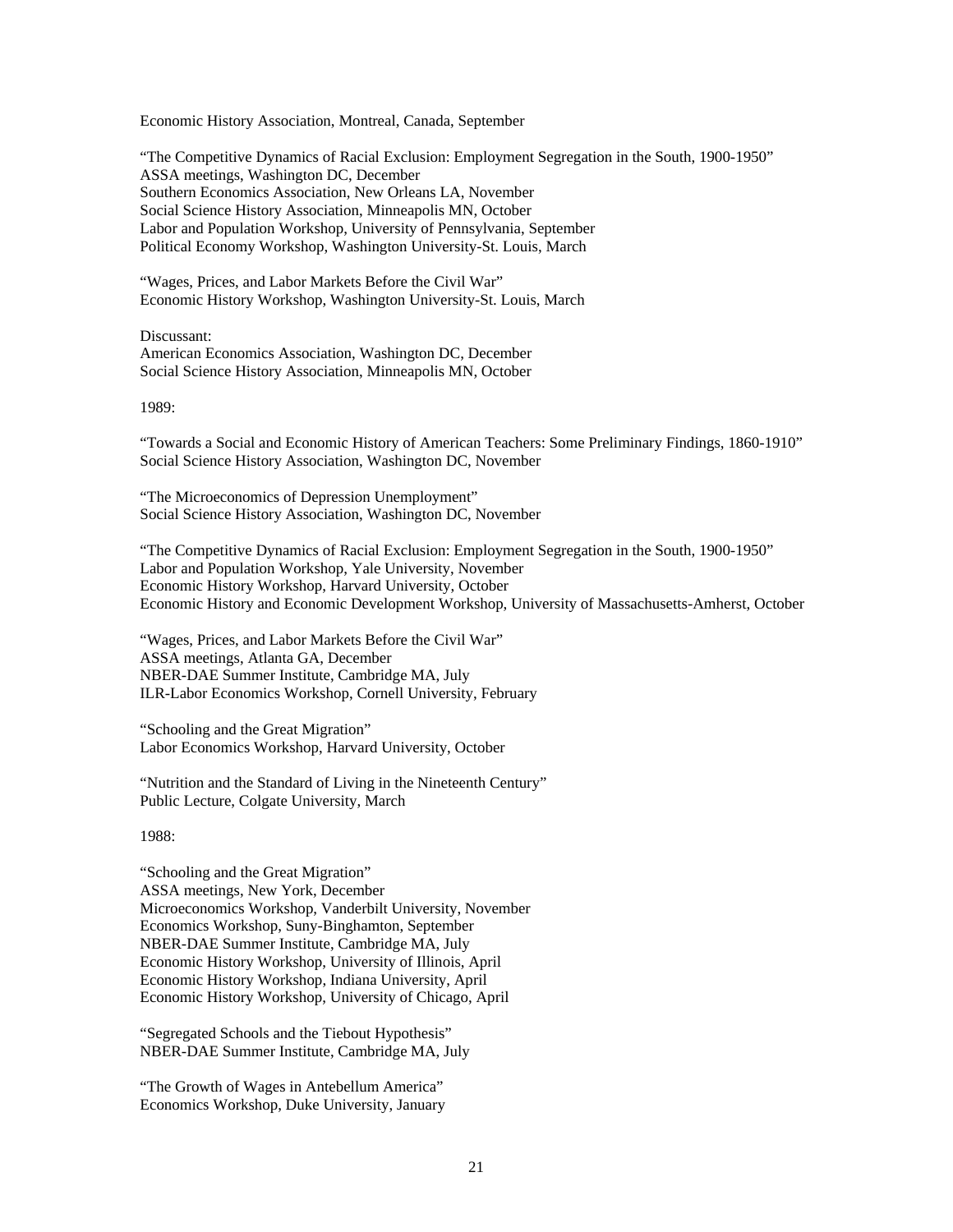Economic History Association, Montreal, Canada, September

"The Competitive Dynamics of Racial Exclusion: Employment Segregation in the South, 1900-1950"
ASSA meetings, Washington DC, December
Southern Economics Association, New Orleans LA, November
Social Science History Association, Minneapolis MN, October
Labor and Population Workshop, University of Pennsylvania, September
Political Economy Workshop, Washington University-St. Louis, March

"Wages, Prices, and Labor Markets Before the Civil War"
Economic History Workshop, Washington University-St. Louis, March

Discussant:
American Economics Association, Washington DC, December
Social Science History Association, Minneapolis MN, October

1989:

"Towards a Social and Economic History of American Teachers: Some Preliminary Findings, 1860-1910"
Social Science History Association, Washington DC, November

"The Microeconomics of Depression Unemployment"
Social Science History Association, Washington DC, November

"The Competitive Dynamics of Racial Exclusion: Employment Segregation in the South, 1900-1950"
Labor and Population Workshop, Yale University, November
Economic History Workshop, Harvard University, October
Economic History and Economic Development Workshop, University of Massachusetts-Amherst, October

"Wages, Prices, and Labor Markets Before the Civil War"
ASSA meetings, Atlanta GA, December
NBER-DAE Summer Institute, Cambridge MA, July
ILR-Labor Economics Workshop, Cornell University, February

"Schooling and the Great Migration"
Labor Economics Workshop, Harvard University, October

"Nutrition and the Standard of Living in the Nineteenth Century"
Public Lecture, Colgate University, March

1988:

"Schooling and the Great Migration"
ASSA meetings, New York, December
Microeconomics Workshop, Vanderbilt University, November
Economics Workshop, Suny-Binghamton, September
NBER-DAE Summer Institute, Cambridge MA, July
Economic History Workshop, University of Illinois, April
Economic History Workshop, Indiana University, April
Economic History Workshop, University of Chicago, April

"Segregated Schools and the Tiebout Hypothesis"
NBER-DAE Summer Institute, Cambridge MA, July

"The Growth of Wages in Antebellum America"
Economics Workshop, Duke University, January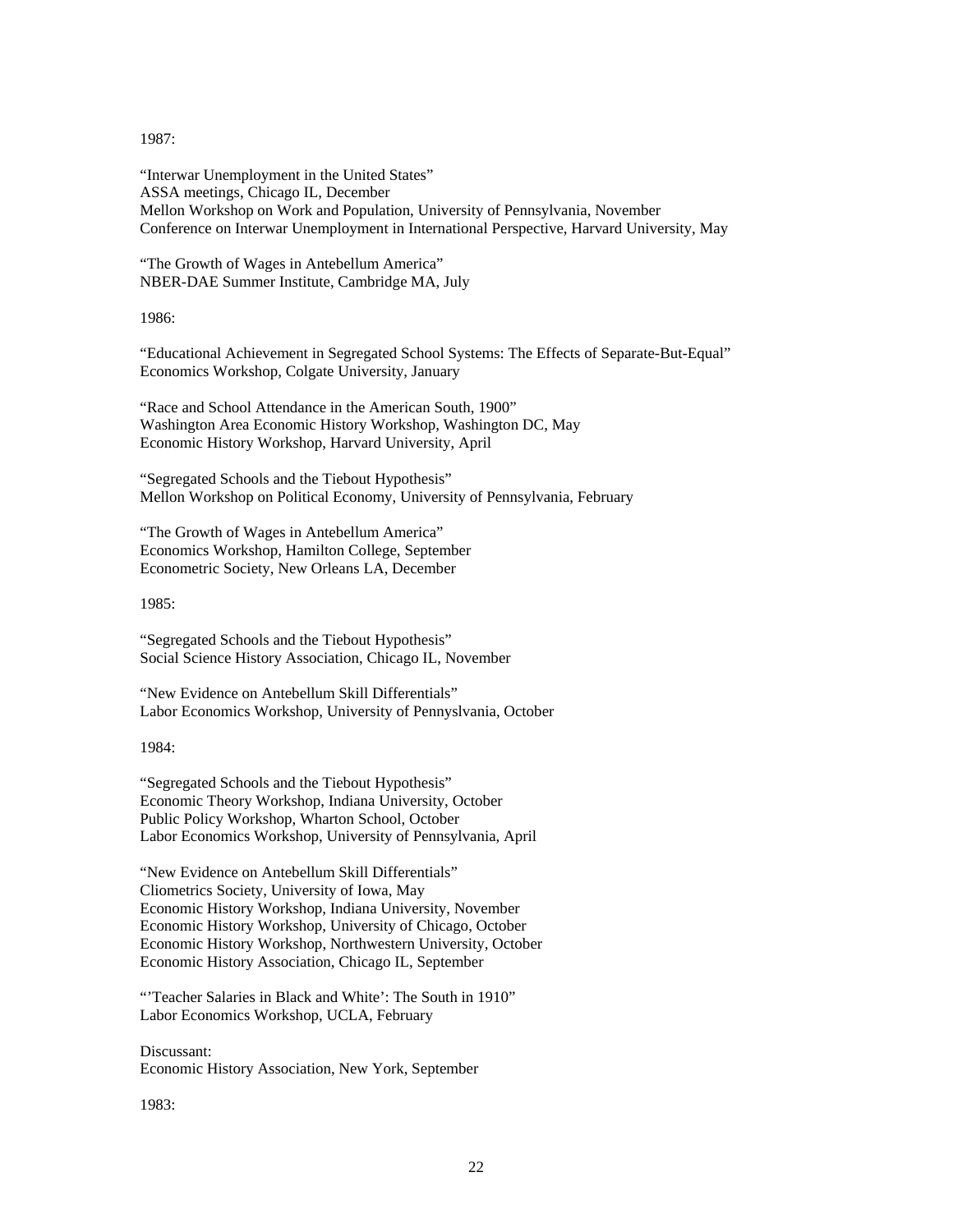1987:

"Interwar Unemployment in the United States"
ASSA meetings, Chicago IL, December
Mellon Workshop on Work and Population, University of Pennsylvania, November
Conference on Interwar Unemployment in International Perspective, Harvard University, May

"The Growth of Wages in Antebellum America"
NBER-DAE Summer Institute, Cambridge MA, July

1986:

"Educational Achievement in Segregated School Systems: The Effects of Separate-But-Equal"
Economics Workshop, Colgate University, January

"Race and School Attendance in the American South, 1900"
Washington Area Economic History Workshop, Washington DC, May
Economic History Workshop, Harvard University, April

"Segregated Schools and the Tiebout Hypothesis"
Mellon Workshop on Political Economy, University of Pennsylvania, February

"The Growth of Wages in Antebellum America"
Economics Workshop, Hamilton College, September
Econometric Society, New Orleans LA, December

1985:

"Segregated Schools and the Tiebout Hypothesis"
Social Science History Association, Chicago IL, November

"New Evidence on Antebellum Skill Differentials"
Labor Economics Workshop, University of Pennyslvania, October

1984:

"Segregated Schools and the Tiebout Hypothesis"
Economic Theory Workshop, Indiana University, October
Public Policy Workshop, Wharton School, October
Labor Economics Workshop, University of Pennsylvania, April

"New Evidence on Antebellum Skill Differentials"
Cliometrics Society, University of Iowa, May
Economic History Workshop, Indiana University, November
Economic History Workshop, University of Chicago, October
Economic History Workshop, Northwestern University, October
Economic History Association, Chicago IL, September

"'Teacher Salaries in Black and White': The South in 1910"
Labor Economics Workshop, UCLA, February

Discussant:
Economic History Association, New York, September

1983: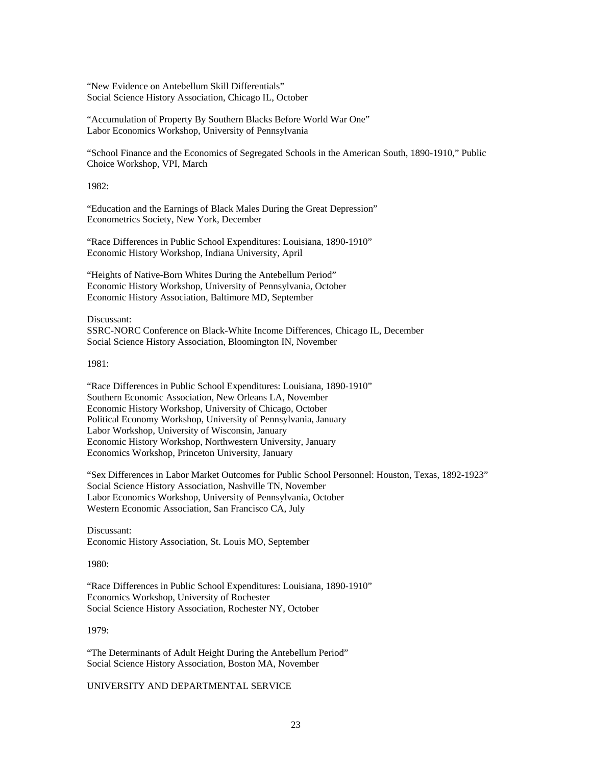"New Evidence on Antebellum Skill Differentials"
Social Science History Association, Chicago IL, October

"Accumulation of Property By Southern Blacks Before World War One"
Labor Economics Workshop, University of Pennsylvania

"School Finance and the Economics of Segregated Schools in the American South, 1890-1910," Public Choice Workshop, VPI, March

1982:

"Education and the Earnings of Black Males During the Great Depression"
Econometrics Society, New York, December

"Race Differences in Public School Expenditures: Louisiana, 1890-1910"
Economic History Workshop, Indiana University, April

"Heights of Native-Born Whites During the Antebellum Period"
Economic History Workshop, University of Pennsylvania, October
Economic History Association, Baltimore MD, September

Discussant:
SSRC-NORC Conference on Black-White Income Differences, Chicago IL, December
Social Science History Association, Bloomington IN, November

1981:

"Race Differences in Public School Expenditures: Louisiana, 1890-1910"
Southern Economic Association, New Orleans LA, November
Economic History Workshop, University of Chicago, October
Political Economy Workshop, University of Pennsylvania, January
Labor Workshop, University of Wisconsin, January
Economic History Workshop, Northwestern University, January
Economics Workshop, Princeton University, January

"Sex Differences in Labor Market Outcomes for Public School Personnel: Houston, Texas, 1892-1923"
Social Science History Association, Nashville TN, November
Labor Economics Workshop, University of Pennsylvania, October
Western Economic Association, San Francisco CA, July

Discussant:
Economic History Association, St. Louis MO, September

1980:

"Race Differences in Public School Expenditures: Louisiana, 1890-1910"
Economics Workshop, University of Rochester
Social Science History Association, Rochester NY, October

1979:

"The Determinants of Adult Height During the Antebellum Period"
Social Science History Association, Boston MA, November

## UNIVERSITY AND DEPARTMENTAL SERVICE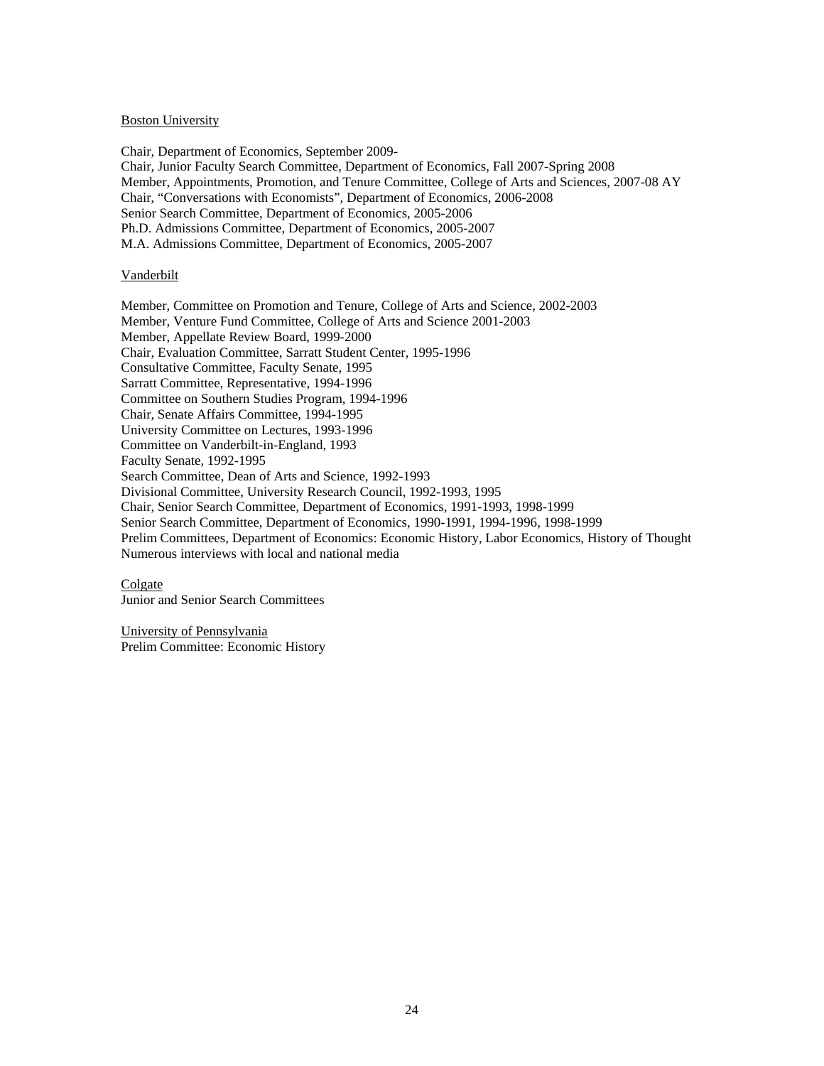Boston University

Chair, Department of Economics, September 2009-
Chair, Junior Faculty Search Committee, Department of Economics, Fall 2007-Spring 2008
Member, Appointments, Promotion, and Tenure Committee, College of Arts and Sciences, 2007-08 AY
Chair, "Conversations with Economists", Department of Economics, 2006-2008
Senior Search Committee, Department of Economics, 2005-2006
Ph.D. Admissions Committee, Department of Economics, 2005-2007
M.A. Admissions Committee, Department of Economics, 2005-2007

Vanderbilt

Member, Committee on Promotion and Tenure, College of Arts and Science, 2002-2003
Member, Venture Fund Committee, College of Arts and Science 2001-2003
Member, Appellate Review Board, 1999-2000
Chair, Evaluation Committee, Sarratt Student Center, 1995-1996
Consultative Committee, Faculty Senate, 1995
Sarratt Committee, Representative, 1994-1996
Committee on Southern Studies Program, 1994-1996
Chair, Senate Affairs Committee, 1994-1995
University Committee on Lectures, 1993-1996
Committee on Vanderbilt-in-England, 1993
Faculty Senate, 1992-1995
Search Committee, Dean of Arts and Science, 1992-1993
Divisional Committee, University Research Council, 1992-1993, 1995
Chair, Senior Search Committee, Department of Economics, 1991-1993, 1998-1999
Senior Search Committee, Department of Economics, 1990-1991, 1994-1996, 1998-1999
Prelim Committees, Department of Economics: Economic History, Labor Economics, History of Thought
Numerous interviews with local and national media

Colgate
Junior and Senior Search Committees

University of Pennsylvania
Prelim Committee: Economic History